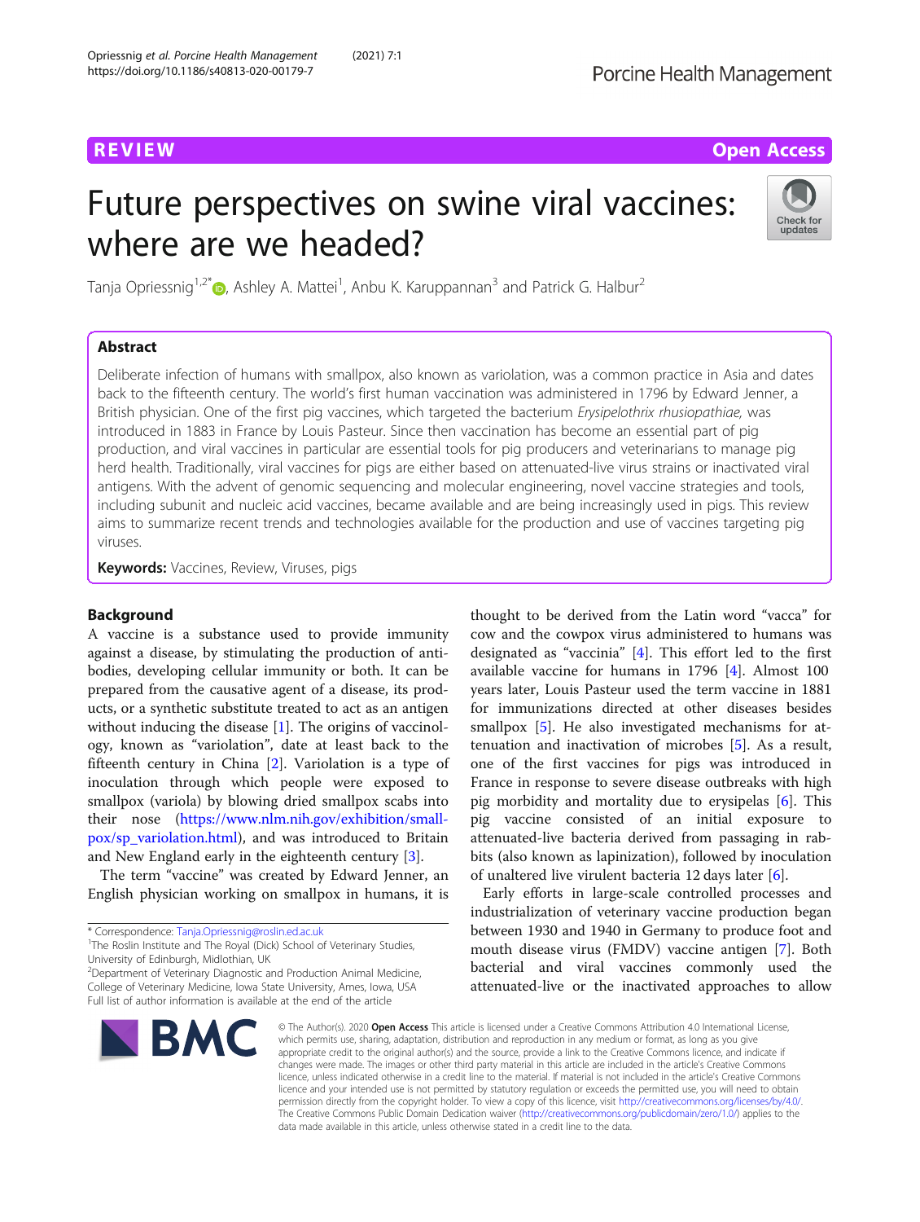REVIEW

Open Access

# Future perspectives on swine viral vaccines: where are we headed?

Tanja Opriessnig[1,2*], Ashley A. Mattei[1], Anbu K. Karuppannan[3] and Patrick G. Halbur[2]

## Abstract

Deliberate infection of humans with smallpox, also known as variolation, was a common practice in Asia and dates back to the fifteenth century. The world's first human vaccination was administered in 1796 by Edward Jenner, a British physician. One of the first pig vaccines, which targeted the bacterium *Erysipelothrix rhusiopathiae,* was introduced in 1883 in France by Louis Pasteur. Since then vaccination has become an essential part of pig production, and viral vaccines in particular are essential tools for pig producers and veterinarians to manage pig herd health. Traditionally, viral vaccines for pigs are either based on attenuated-live virus strains or inactivated viral antigens. With the advent of genomic sequencing and molecular engineering, novel vaccine strategies and tools, including subunit and nucleic acid vaccines, became available and are being increasingly used in pigs. This review aims to summarize recent trends and technologies available for the production and use of vaccines targeting pig viruses.

**Keywords:** Vaccines, Review, Viruses, pigs

## Background

A vaccine is a substance used to provide immunity against a disease, by stimulating the production of antibodies, developing cellular immunity or both. It can be prepared from the causative agent of a disease, its products, or a synthetic substitute treated to act as an antigen without inducing the disease [1]. The origins of vaccinology, known as "variolation", date at least back to the fifteenth century in China [2]. Variolation is a type of inoculation through which people were exposed to smallpox (variola) by blowing dried smallpox scabs into their nose (https://www.nlm.nih.gov/exhibition/smallpox/sp_variolation.html), and was introduced to Britain and New England early in the eighteenth century [3].

The term "vaccine" was created by Edward Jenner, an English physician working on smallpox in humans, it is thought to be derived from the Latin word "vacca" for cow and the cowpox virus administered to humans was designated as "vaccinia" [4]. This effort led to the first available vaccine for humans in 1796 [4]. Almost 100 years later, Louis Pasteur used the term vaccine in 1881 for immunizations directed at other diseases besides smallpox [5]. He also investigated mechanisms for attenuation and inactivation of microbes [5]. As a result, one of the first vaccines for pigs was introduced in France in response to severe disease outbreaks with high pig morbidity and mortality due to erysipelas [6]. This pig vaccine consisted of an initial exposure to attenuated-live bacteria derived from passaging in rabbits (also known as lapinization), followed by inoculation of unaltered live virulent bacteria 12 days later [6].

Early efforts in large-scale controlled processes and industrialization of veterinary vaccine production began between 1930 and 1940 in Germany to produce foot and mouth disease virus (FMDV) vaccine antigen [7]. Both bacterial and viral vaccines commonly used the attenuated-live or the inactivated approaches to allow

* Correspondence: Tanja.Opriessnig@roslin.ed.ac.uk
[1]The Roslin Institute and The Royal (Dick) School of Veterinary Studies, University of Edinburgh, Midlothian, UK
[2]Department of Veterinary Diagnostic and Production Animal Medicine, College of Veterinary Medicine, Iowa State University, Ames, Iowa, USA
Full list of author information is available at the end of the article

© The Author(s). 2020 **Open Access** This article is licensed under a Creative Commons Attribution 4.0 International License, which permits use, sharing, adaptation, distribution and reproduction in any medium or format, as long as you give appropriate credit to the original author(s) and the source, provide a link to the Creative Commons licence, and indicate if changes were made. The images or other third party material in this article are included in the article's Creative Commons licence, unless indicated otherwise in a credit line to the material. If material is not included in the article's Creative Commons licence and your intended use is not permitted by statutory regulation or exceeds the permitted use, you will need to obtain permission directly from the copyright holder. To view a copy of this licence, visit http://creativecommons.org/licenses/by/4.0/. The Creative Commons Public Domain Dedication waiver (http://creativecommons.org/publicdomain/zero/1.0/) applies to the data made available in this article, unless otherwise stated in a credit line to the data.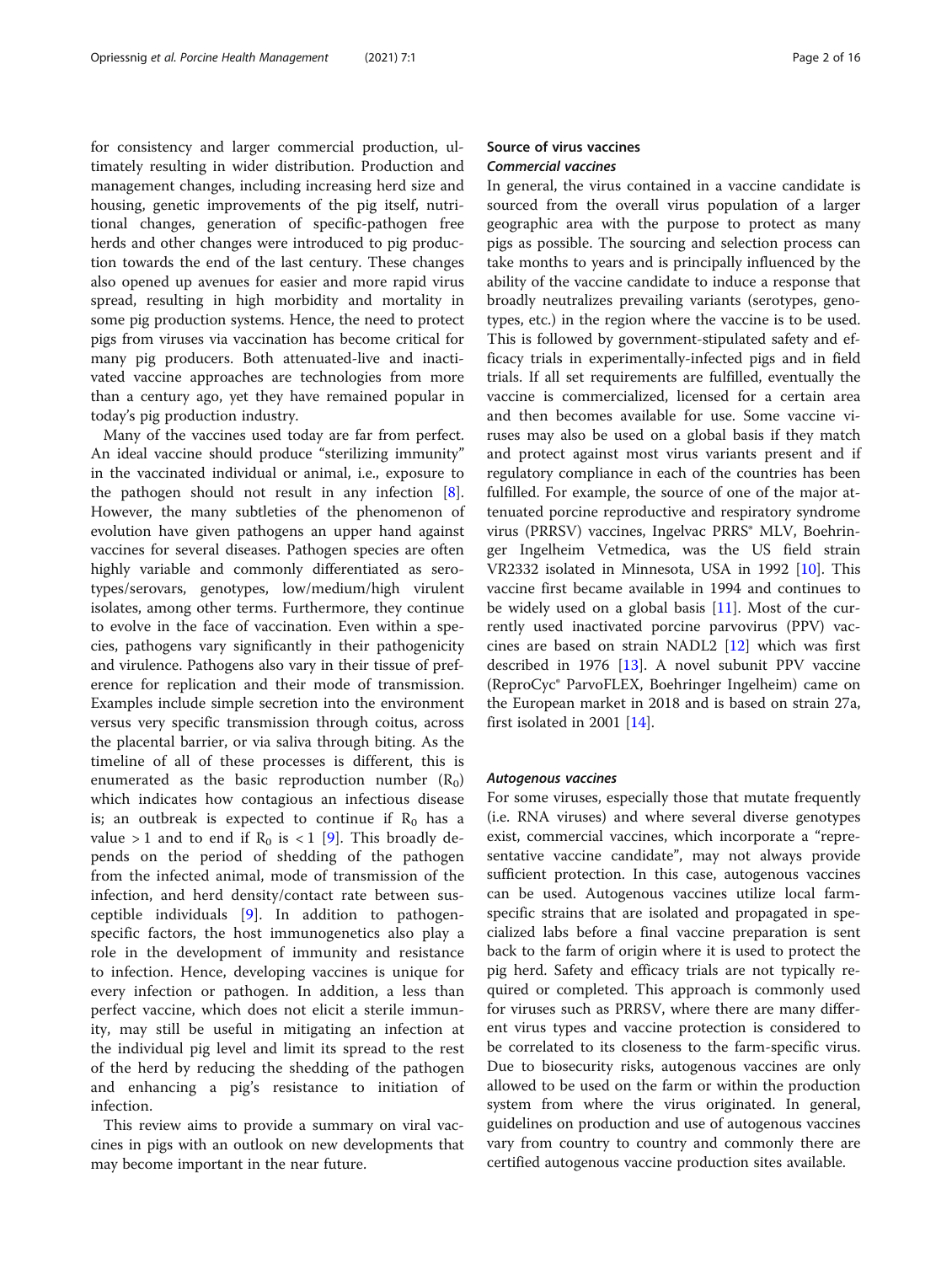for consistency and larger commercial production, ultimately resulting in wider distribution. Production and management changes, including increasing herd size and housing, genetic improvements of the pig itself, nutritional changes, generation of specific-pathogen free herds and other changes were introduced to pig production towards the end of the last century. These changes also opened up avenues for easier and more rapid virus spread, resulting in high morbidity and mortality in some pig production systems. Hence, the need to protect pigs from viruses via vaccination has become critical for many pig producers. Both attenuated-live and inactivated vaccine approaches are technologies from more than a century ago, yet they have remained popular in today's pig production industry.

Many of the vaccines used today are far from perfect. An ideal vaccine should produce "sterilizing immunity" in the vaccinated individual or animal, i.e., exposure to the pathogen should not result in any infection [8]. However, the many subtleties of the phenomenon of evolution have given pathogens an upper hand against vaccines for several diseases. Pathogen species are often highly variable and commonly differentiated as serotypes/serovars, genotypes, low/medium/high virulent isolates, among other terms. Furthermore, they continue to evolve in the face of vaccination. Even within a species, pathogens vary significantly in their pathogenicity and virulence. Pathogens also vary in their tissue of preference for replication and their mode of transmission. Examples include simple secretion into the environment versus very specific transmission through coitus, across the placental barrier, or via saliva through biting. As the timeline of all of these processes is different, this is enumerated as the basic reproduction number ($R_0$) which indicates how contagious an infectious disease is; an outbreak is expected to continue if $R_0$ has a value $> 1$ and to end if $R_0$ is $< 1$ [9]. This broadly depends on the period of shedding of the pathogen from the infected animal, mode of transmission of the infection, and herd density/contact rate between susceptible individuals [9]. In addition to pathogen-specific factors, the host immunogenetics also play a role in the development of immunity and resistance to infection. Hence, developing vaccines is unique for every infection or pathogen. In addition, a less than perfect vaccine, which does not elicit a sterile immunity, may still be useful in mitigating an infection at the individual pig level and limit its spread to the rest of the herd by reducing the shedding of the pathogen and enhancing a pig's resistance to initiation of infection.

This review aims to provide a summary on viral vaccines in pigs with an outlook on new developments that may become important in the near future.

## Source of virus vaccines

### *Commercial vaccines*

In general, the virus contained in a vaccine candidate is sourced from the overall virus population of a larger geographic area with the purpose to protect as many pigs as possible. The sourcing and selection process can take months to years and is principally influenced by the ability of the vaccine candidate to induce a response that broadly neutralizes prevailing variants (serotypes, genotypes, etc.) in the region where the vaccine is to be used. This is followed by government-stipulated safety and efficacy trials in experimentally-infected pigs and in field trials. If all set requirements are fulfilled, eventually the vaccine is commercialized, licensed for a certain area and then becomes available for use. Some vaccine viruses may also be used on a global basis if they match and protect against most virus variants present and if regulatory compliance in each of the countries has been fulfilled. For example, the source of one of the major attenuated porcine reproductive and respiratory syndrome virus (PRRSV) vaccines, Ingelvac PRRS® MLV, Boehringer Ingelheim Vetmedica, was the US field strain VR2332 isolated in Minnesota, USA in 1992 [10]. This vaccine first became available in 1994 and continues to be widely used on a global basis [11]. Most of the currently used inactivated porcine parvovirus (PPV) vaccines are based on strain NADL2 [12] which was first described in 1976 [13]. A novel subunit PPV vaccine (ReproCyc® ParvoFLEX, Boehringer Ingelheim) came on the European market in 2018 and is based on strain 27a, first isolated in 2001 [14].

### *Autogenous vaccines*

For some viruses, especially those that mutate frequently (i.e. RNA viruses) and where several diverse genotypes exist, commercial vaccines, which incorporate a "representative vaccine candidate", may not always provide sufficient protection. In this case, autogenous vaccines can be used. Autogenous vaccines utilize local farm-specific strains that are isolated and propagated in specialized labs before a final vaccine preparation is sent back to the farm of origin where it is used to protect the pig herd. Safety and efficacy trials are not typically required or completed. This approach is commonly used for viruses such as PRRSV, where there are many different virus types and vaccine protection is considered to be correlated to its closeness to the farm-specific virus. Due to biosecurity risks, autogenous vaccines are only allowed to be used on the farm or within the production system from where the virus originated. In general, guidelines on production and use of autogenous vaccines vary from country to country and commonly there are certified autogenous vaccine production sites available.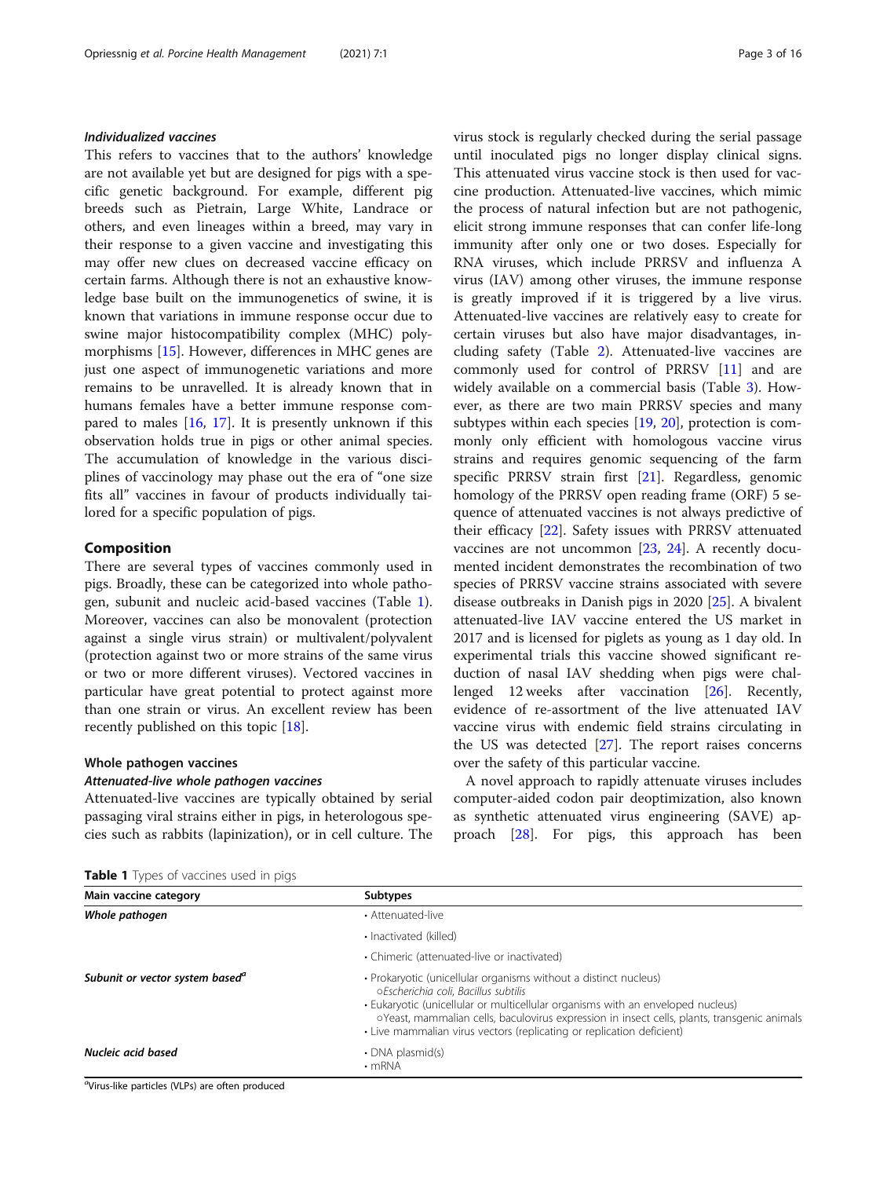#### *Individualized vaccines*

This refers to vaccines that to the authors' knowledge are not available yet but are designed for pigs with a specific genetic background. For example, different pig breeds such as Pietrain, Large White, Landrace or others, and even lineages within a breed, may vary in their response to a given vaccine and investigating this may offer new clues on decreased vaccine efficacy on certain farms. Although there is not an exhaustive knowledge base built on the immunogenetics of swine, it is known that variations in immune response occur due to swine major histocompatibility complex (MHC) polymorphisms [15]. However, differences in MHC genes are just one aspect of immunogenetic variations and more remains to be unravelled. It is already known that in humans females have a better immune response compared to males [16, 17]. It is presently unknown if this observation holds true in pigs or other animal species. The accumulation of knowledge in the various disciplines of vaccinology may phase out the era of "one size fits all" vaccines in favour of products individually tailored for a specific population of pigs.

## Composition

There are several types of vaccines commonly used in pigs. Broadly, these can be categorized into whole pathogen, subunit and nucleic acid-based vaccines (Table 1). Moreover, vaccines can also be monovalent (protection against a single virus strain) or multivalent/polyvalent (protection against two or more strains of the same virus or two or more different viruses). Vectored vaccines in particular have great potential to protect against more than one strain or virus. An excellent review has been recently published on this topic [18].

### Whole pathogen vaccines

#### *Attenuated-live whole pathogen vaccines*

Attenuated-live vaccines are typically obtained by serial passaging viral strains either in pigs, in heterologous species such as rabbits (lapinization), or in cell culture. The virus stock is regularly checked during the serial passage until inoculated pigs no longer display clinical signs. This attenuated virus vaccine stock is then used for vaccine production. Attenuated-live vaccines, which mimic the process of natural infection but are not pathogenic, elicit strong immune responses that can confer life-long immunity after only one or two doses. Especially for RNA viruses, which include PRRSV and influenza A virus (IAV) among other viruses, the immune response is greatly improved if it is triggered by a live virus. Attenuated-live vaccines are relatively easy to create for certain viruses but also have major disadvantages, including safety (Table 2). Attenuated-live vaccines are commonly used for control of PRRSV [11] and are widely available on a commercial basis (Table 3). However, as there are two main PRRSV species and many subtypes within each species [19, 20], protection is commonly only efficient with homologous vaccine virus strains and requires genomic sequencing of the farm specific PRRSV strain first [21]. Regardless, genomic homology of the PRRSV open reading frame (ORF) 5 sequence of attenuated vaccines is not always predictive of their efficacy [22]. Safety issues with PRRSV attenuated vaccines are not uncommon [23, 24]. A recently documented incident demonstrates the recombination of two species of PRRSV vaccine strains associated with severe disease outbreaks in Danish pigs in 2020 [25]. A bivalent attenuated-live IAV vaccine entered the US market in 2017 and is licensed for piglets as young as 1 day old. In experimental trials this vaccine showed significant reduction of nasal IAV shedding when pigs were challenged 12 weeks after vaccination [26]. Recently, evidence of re-assortment of the live attenuated IAV vaccine virus with endemic field strains circulating in the US was detected [27]. The report raises concerns over the safety of this particular vaccine.

A novel approach to rapidly attenuate viruses includes computer-aided codon pair deoptimization, also known as synthetic attenuated virus engineering (SAVE) approach [28]. For pigs, this approach has been

**Table 1** Types of vaccines used in pigs

| Main vaccine category | Subtypes |
|---|---|
| ***Whole pathogen*** | • Attenuated-live<br>• Inactivated (killed)<br>• Chimeric (attenuated-live or inactivated) |
| ***Subunit or vector system based***[a] | • Prokaryotic (unicellular organisms without a distinct nucleus)<br>○*Escherichia coli, Bacillus subtilis*<br>• Eukaryotic (unicellular or multicellular organisms with an enveloped nucleus)<br>○Yeast, mammalian cells, baculovirus expression in insect cells, plants, transgenic animals<br>• Live mammalian virus vectors (replicating or replication deficient) |
| ***Nucleic acid based*** | • DNA plasmid(s)<br>• mRNA |

[a]Virus-like particles (VLPs) are often produced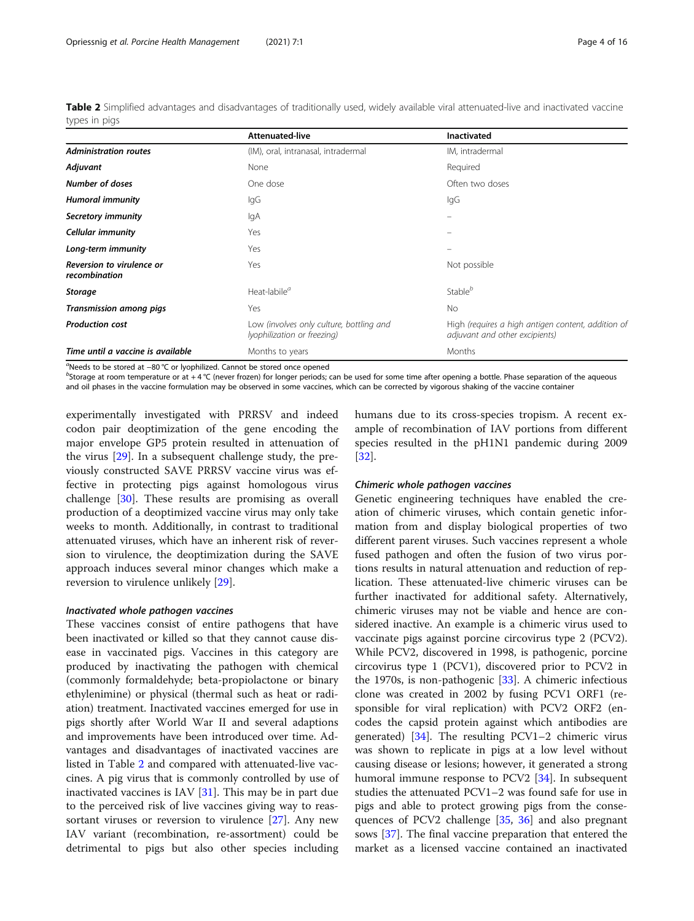**Table 2** Simplified advantages and disadvantages of traditionally used, widely available viral attenuated-live and inactivated vaccine types in pigs

| | Attenuated-live | Inactivated |
|---|---|---|
| ***Administration routes*** | (IM), oral, intranasal, intradermal | IM, intradermal |
| ***Adjuvant*** | None | Required |
| ***Number of doses*** | One dose | Often two doses |
| ***Humoral immunity*** | IgG | IgG |
| ***Secretory immunity*** | IgA | – |
| ***Cellular immunity*** | Yes | – |
| ***Long-term immunity*** | Yes | – |
| ***Reversion to virulence or recombination*** | Yes | Not possible |
| ***Storage*** | Heat-labile[a] | Stable[b] |
| ***Transmission among pigs*** | Yes | No |
| ***Production cost*** | Low *(involves only culture, bottling and lyophilization or freezing)* | High *(requires a high antigen content, addition of adjuvant and other excipients)* |
| ***Time until a vaccine is available*** | Months to years | Months |

[a]Needs to be stored at −80 °C or lyophilized. Cannot be stored once opened
[b]Storage at room temperature or at + 4 °C (never frozen) for longer periods; can be used for some time after opening a bottle. Phase separation of the aqueous and oil phases in the vaccine formulation may be observed in some vaccines, which can be corrected by vigorous shaking of the vaccine container

experimentally investigated with PRRSV and indeed codon pair deoptimization of the gene encoding the major envelope GP5 protein resulted in attenuation of the virus [29]. In a subsequent challenge study, the previously constructed SAVE PRRSV vaccine virus was effective in protecting pigs against homologous virus challenge [30]. These results are promising as overall production of a deoptimized vaccine virus may only take weeks to month. Additionally, in contrast to traditional attenuated viruses, which have an inherent risk of reversion to virulence, the deoptimization during the SAVE approach induces several minor changes which make a reversion to virulence unlikely [29].

#### *Inactivated whole pathogen vaccines*

These vaccines consist of entire pathogens that have been inactivated or killed so that they cannot cause disease in vaccinated pigs. Vaccines in this category are produced by inactivating the pathogen with chemical (commonly formaldehyde; beta-propiolactone or binary ethylenimine) or physical (thermal such as heat or radiation) treatment. Inactivated vaccines emerged for use in pigs shortly after World War II and several adaptions and improvements have been introduced over time. Advantages and disadvantages of inactivated vaccines are listed in Table 2 and compared with attenuated-live vaccines. A pig virus that is commonly controlled by use of inactivated vaccines is IAV [31]. This may be in part due to the perceived risk of live vaccines giving way to reassortant viruses or reversion to virulence [27]. Any new IAV variant (recombination, re-assortment) could be detrimental to pigs but also other species including humans due to its cross-species tropism. A recent example of recombination of IAV portions from different species resulted in the pH1N1 pandemic during 2009 [32].

#### *Chimeric whole pathogen vaccines*

Genetic engineering techniques have enabled the creation of chimeric viruses, which contain genetic information from and display biological properties of two different parent viruses. Such vaccines represent a whole fused pathogen and often the fusion of two virus portions results in natural attenuation and reduction of replication. These attenuated-live chimeric viruses can be further inactivated for additional safety. Alternatively, chimeric viruses may not be viable and hence are considered inactive. An example is a chimeric virus used to vaccinate pigs against porcine circovirus type 2 (PCV2). While PCV2, discovered in 1998, is pathogenic, porcine circovirus type 1 (PCV1), discovered prior to PCV2 in the 1970s, is non-pathogenic [33]. A chimeric infectious clone was created in 2002 by fusing PCV1 ORF1 (responsible for viral replication) with PCV2 ORF2 (encodes the capsid protein against which antibodies are generated) [34]. The resulting PCV1–2 chimeric virus was shown to replicate in pigs at a low level without causing disease or lesions; however, it generated a strong humoral immune response to PCV2 [34]. In subsequent studies the attenuated PCV1–2 was found safe for use in pigs and able to protect growing pigs from the consequences of PCV2 challenge [35, 36] and also pregnant sows [37]. The final vaccine preparation that entered the market as a licensed vaccine contained an inactivated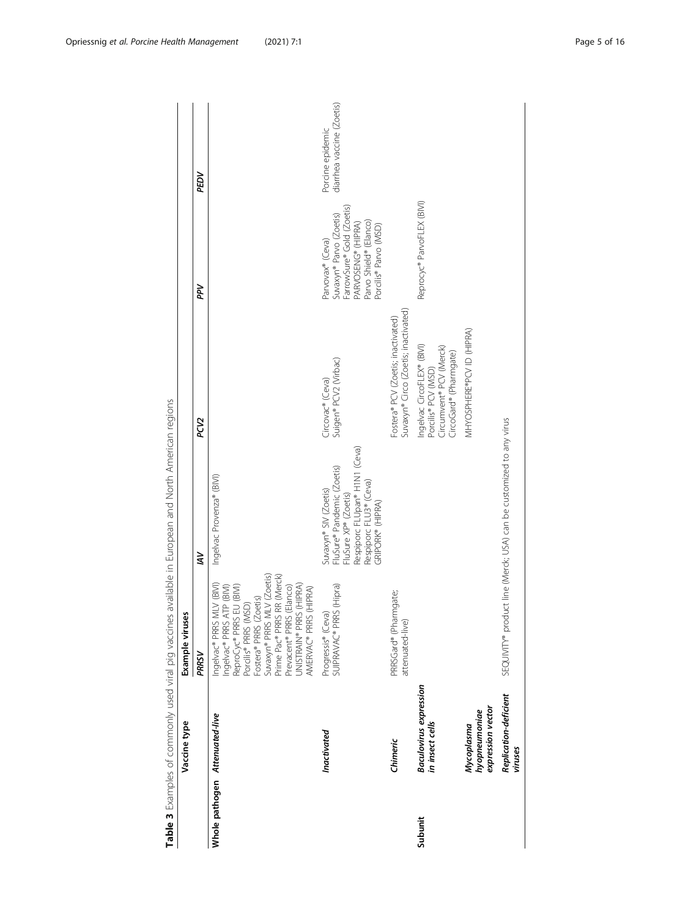**Table 3** Examples of commonly used viral pig vaccines available in European and North American regions

| Vaccine type | | Example viruses | | | | |
|---|---|---|---|---|---|---|
| | | *PRRSV* | *IAV* | *PCV2* | *PPV* | *PEDV* |
| **Whole pathogen** | ***Attenuated-live*** | Ingelvac® PRRS MLV (BIVI)<br>Ingelvac® PRRS ATP (BIVI)<br>ReproCyc® PRRS EU (BIVI)<br>Porcilis® PRRS (MSD)<br>Fostera® PRRS (Zoetis)<br>Suvaxyn® PRRS MLV (Zoetis)<br>Prime Pac® PRRS RR (Merck)<br>Prevacent® PRRS (Elanco)<br>UNISTRAIN® PRRS (HIPRA)<br>AMERVAC® PRRS (HIPRA) | Ingelvac Provenza® (BIVI) | | | |
| | ***Inactivated*** | Progressis® (Ceva)<br>SUIPRAVAC® PRRS (Hipra) | Suvaxyn® SIV (Zoetis)<br>FluSure® Pandemic (Zoetis)<br>FluSure XP® (Zoetis)<br>Respiporc FLUpan® H1N1 (Ceva)<br>Respiporc FLU3® (Ceva)<br>GRIPORK® (HIPRA) | Circovac® (Ceva)<br>Suigen® PCV2 (Virbac) | Parvovax® (Ceva)<br>Suvaxyn® Parvo (Zoetis)<br>FarrowSure® Gold (Zoetis)<br>PARVOSENG® (HIPRA)<br>Parvo Shield® (Elanco)<br>Porcilis® Parvo (MSD) | Porcine epidemic diarrhea vaccine (Zoetis) |
| | ***Chimeric*** | PRRSGard® (Pharmgate; attenuated-live) | | Fostera® PCV (Zoetis; inactivated)<br>Suvaxyn® Circo (Zoetis; inactivated) | | |
| **Subunit** | ***Baculovirus expression in insect cells*** | | | Ingelvac CircoFLEX® (BIVI)<br>Porcilis® PCV (MSD)<br>Circumvent® PCV (Merck)<br>CircoGard® (Pharmgate) | Reprocyc® ParvoFLEX (BIVI) | |
| | ***Mycoplasma hyopneumoniae expression vector*** | | | MHYOSPHERE®PCV ID (HIPRA) | | |
| | ***Replication-deficient viruses*** | SEQUIVITY® product line (Merck; USA) can be customized to any virus | | | | |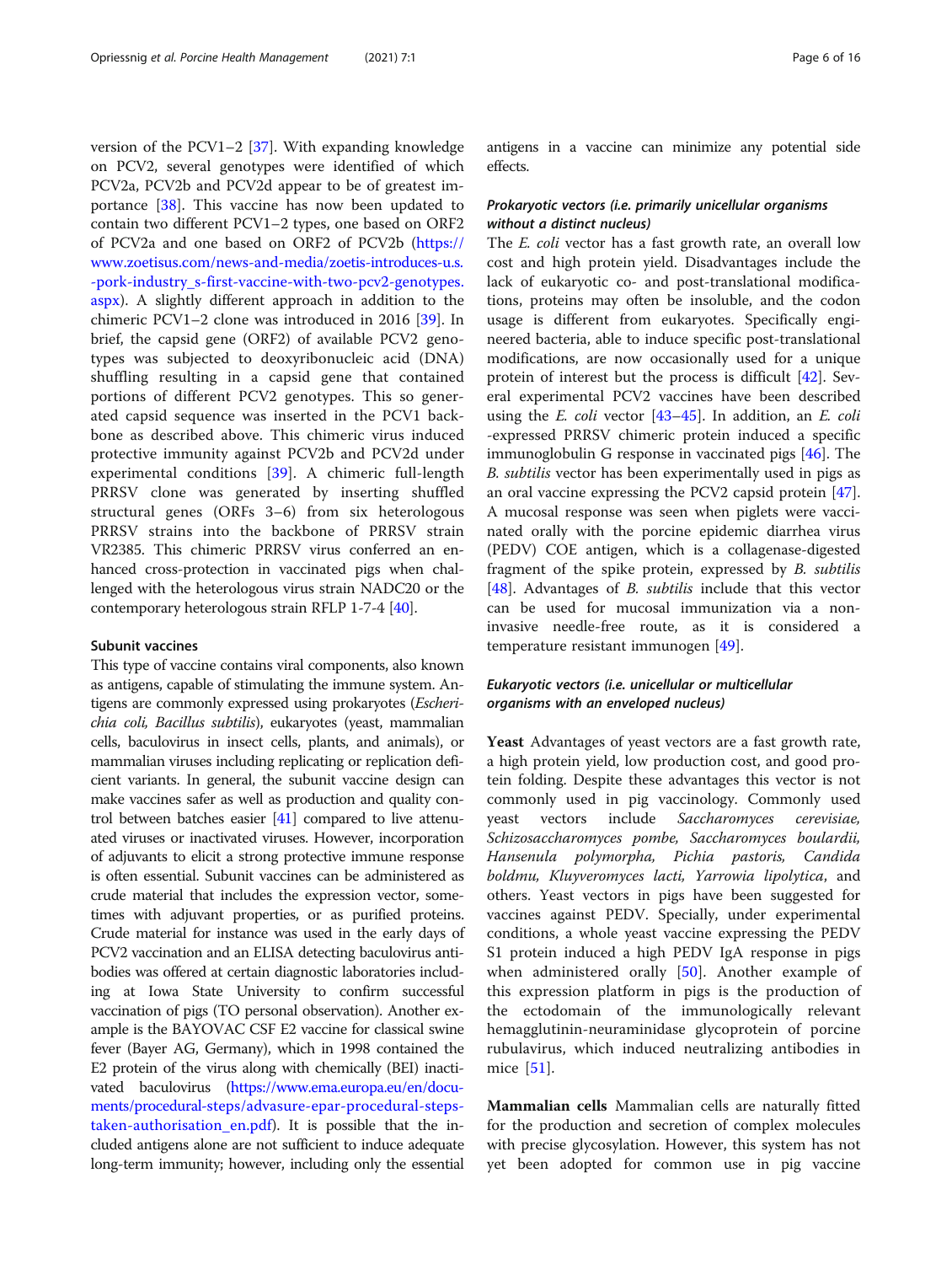version of the PCV1–2 [37]. With expanding knowledge on PCV2, several genotypes were identified of which PCV2a, PCV2b and PCV2d appear to be of greatest importance [38]. This vaccine has now been updated to contain two different PCV1–2 types, one based on ORF2 of PCV2a and one based on ORF2 of PCV2b (https://www.zoetisus.com/news-and-media/zoetis-introduces-u.s.-pork-industry_s-first-vaccine-with-two-pcv2-genotypes.aspx). A slightly different approach in addition to the chimeric PCV1–2 clone was introduced in 2016 [39]. In brief, the capsid gene (ORF2) of available PCV2 genotypes was subjected to deoxyribonucleic acid (DNA) shuffling resulting in a capsid gene that contained portions of different PCV2 genotypes. This so generated capsid sequence was inserted in the PCV1 backbone as described above. This chimeric virus induced protective immunity against PCV2b and PCV2d under experimental conditions [39]. A chimeric full-length PRRSV clone was generated by inserting shuffled structural genes (ORFs 3–6) from six heterologous PRRSV strains into the backbone of PRRSV strain VR2385. This chimeric PRRSV virus conferred an enhanced cross-protection in vaccinated pigs when challenged with the heterologous virus strain NADC20 or the contemporary heterologous strain RFLP 1-7-4 [40].

#### Subunit vaccines

This type of vaccine contains viral components, also known as antigens, capable of stimulating the immune system. Antigens are commonly expressed using prokaryotes (*Escherichia coli, Bacillus subtilis*), eukaryotes (yeast, mammalian cells, baculovirus in insect cells, plants, and animals), or mammalian viruses including replicating or replication deficient variants. In general, the subunit vaccine design can make vaccines safer as well as production and quality control between batches easier [41] compared to live attenuated viruses or inactivated viruses. However, incorporation of adjuvants to elicit a strong protective immune response is often essential. Subunit vaccines can be administered as crude material that includes the expression vector, sometimes with adjuvant properties, or as purified proteins. Crude material for instance was used in the early days of PCV2 vaccination and an ELISA detecting baculovirus antibodies was offered at certain diagnostic laboratories including at Iowa State University to confirm successful vaccination of pigs (TO personal observation). Another example is the BAYOVAC CSF E2 vaccine for classical swine fever (Bayer AG, Germany), which in 1998 contained the E2 protein of the virus along with chemically (BEI) inactivated baculovirus (https://www.ema.europa.eu/en/documents/procedural-steps/advasure-epar-procedural-steps-taken-authorisation_en.pdf). It is possible that the included antigens alone are not sufficient to induce adequate long-term immunity; however, including only the essential antigens in a vaccine can minimize any potential side effects.

##### *Prokaryotic vectors (i.e. primarily unicellular organisms without a distinct nucleus)*

The *E. coli* vector has a fast growth rate, an overall low cost and high protein yield. Disadvantages include the lack of eukaryotic co- and post-translational modifications, proteins may often be insoluble, and the codon usage is different from eukaryotes. Specifically engineered bacteria, able to induce specific post-translational modifications, are now occasionally used for a unique protein of interest but the process is difficult [42]. Several experimental PCV2 vaccines have been described using the *E. coli* vector [43–45]. In addition, an *E. coli* -expressed PRRSV chimeric protein induced a specific immunoglobulin G response in vaccinated pigs [46]. The *B. subtilis* vector has been experimentally used in pigs as an oral vaccine expressing the PCV2 capsid protein [47]. A mucosal response was seen when piglets were vaccinated orally with the porcine epidemic diarrhea virus (PEDV) COE antigen, which is a collagenase-digested fragment of the spike protein, expressed by *B. subtilis* [48]. Advantages of *B. subtilis* include that this vector can be used for mucosal immunization via a non-invasive needle-free route, as it is considered a temperature resistant immunogen [49].

##### *Eukaryotic vectors (i.e. unicellular or multicellular organisms with an enveloped nucleus)*

**Yeast** Advantages of yeast vectors are a fast growth rate, a high protein yield, low production cost, and good protein folding. Despite these advantages this vector is not commonly used in pig vaccinology. Commonly used yeast vectors include *Saccharomyces cerevisiae, Schizosaccharomyces pombe, Saccharomyces boulardii, Hansenula polymorpha, Pichia pastoris, Candida boldmu, Kluyveromyces lacti, Yarrowia lipolytica*, and others. Yeast vectors in pigs have been suggested for vaccines against PEDV. Specially, under experimental conditions, a whole yeast vaccine expressing the PEDV S1 protein induced a high PEDV IgA response in pigs when administered orally [50]. Another example of this expression platform in pigs is the production of the ectodomain of the immunologically relevant hemagglutinin-neuraminidase glycoprotein of porcine rubulavirus, which induced neutralizing antibodies in mice [51].

**Mammalian cells** Mammalian cells are naturally fitted for the production and secretion of complex molecules with precise glycosylation. However, this system has not yet been adopted for common use in pig vaccine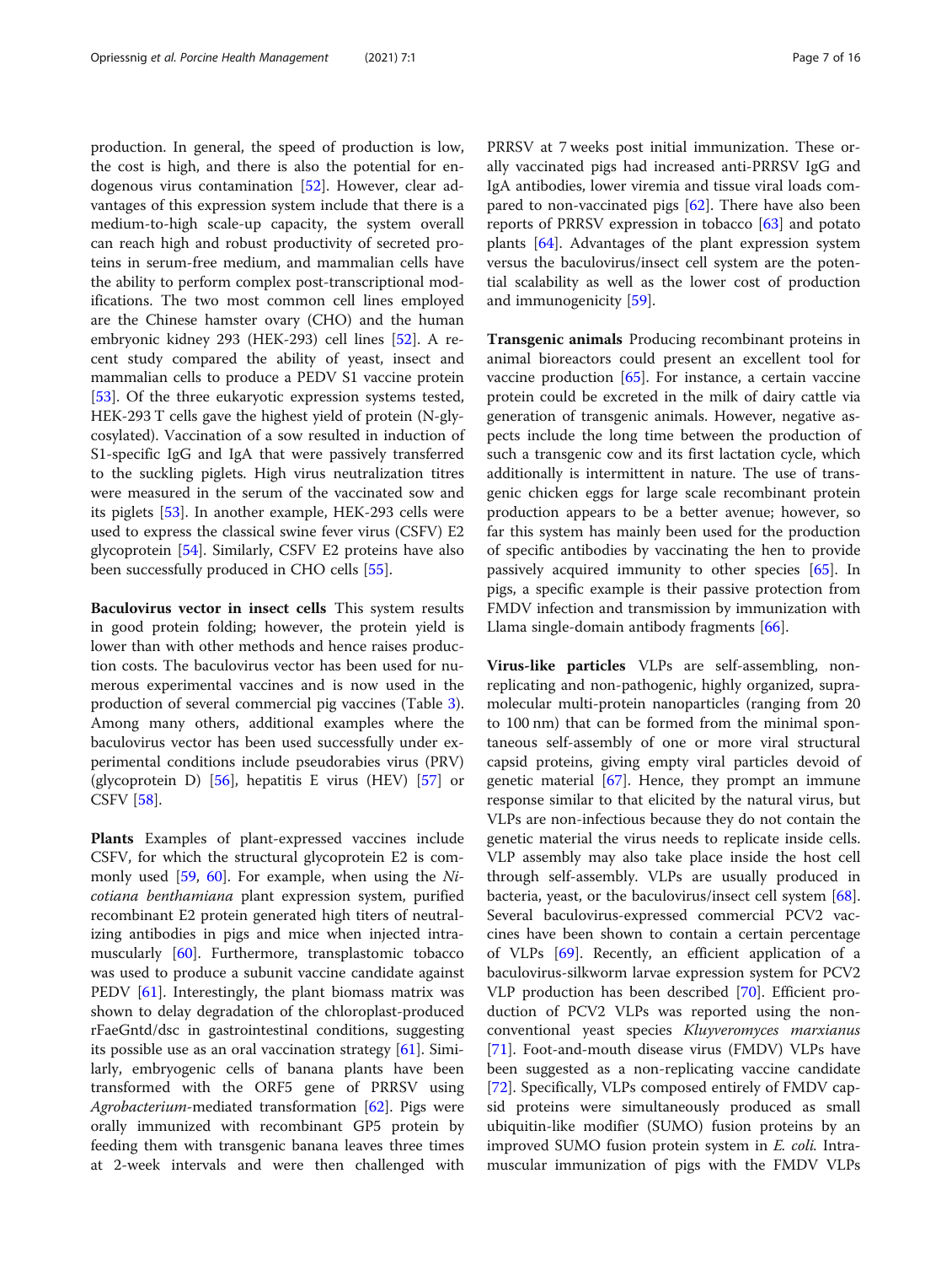production. In general, the speed of production is low, the cost is high, and there is also the potential for endogenous virus contamination [52]. However, clear advantages of this expression system include that there is a medium-to-high scale-up capacity, the system overall can reach high and robust productivity of secreted proteins in serum-free medium, and mammalian cells have the ability to perform complex post-transcriptional modifications. The two most common cell lines employed are the Chinese hamster ovary (CHO) and the human embryonic kidney 293 (HEK-293) cell lines [52]. A recent study compared the ability of yeast, insect and mammalian cells to produce a PEDV S1 vaccine protein [53]. Of the three eukaryotic expression systems tested, HEK-293 T cells gave the highest yield of protein (N-glycosylated). Vaccination of a sow resulted in induction of S1-specific IgG and IgA that were passively transferred to the suckling piglets. High virus neutralization titres were measured in the serum of the vaccinated sow and its piglets [53]. In another example, HEK-293 cells were used to express the classical swine fever virus (CSFV) E2 glycoprotein [54]. Similarly, CSFV E2 proteins have also been successfully produced in CHO cells [55].

**Baculovirus vector in insect cells** This system results in good protein folding; however, the protein yield is lower than with other methods and hence raises production costs. The baculovirus vector has been used for numerous experimental vaccines and is now used in the production of several commercial pig vaccines (Table 3). Among many others, additional examples where the baculovirus vector has been used successfully under experimental conditions include pseudorabies virus (PRV) (glycoprotein D) [56], hepatitis E virus (HEV) [57] or CSFV [58].

**Plants** Examples of plant-expressed vaccines include CSFV, for which the structural glycoprotein E2 is commonly used [59, 60]. For example, when using the *Nicotiana benthamiana* plant expression system, purified recombinant E2 protein generated high titers of neutralizing antibodies in pigs and mice when injected intramuscularly [60]. Furthermore, transplastomic tobacco was used to produce a subunit vaccine candidate against PEDV [61]. Interestingly, the plant biomass matrix was shown to delay degradation of the chloroplast-produced rFaeGntd/dsc in gastrointestinal conditions, suggesting its possible use as an oral vaccination strategy [61]. Similarly, embryogenic cells of banana plants have been transformed with the ORF5 gene of PRRSV using *Agrobacterium*-mediated transformation [62]. Pigs were orally immunized with recombinant GP5 protein by feeding them with transgenic banana leaves three times at 2-week intervals and were then challenged with PRRSV at 7 weeks post initial immunization. These orally vaccinated pigs had increased anti-PRRSV IgG and IgA antibodies, lower viremia and tissue viral loads compared to non-vaccinated pigs [62]. There have also been reports of PRRSV expression in tobacco [63] and potato plants [64]. Advantages of the plant expression system versus the baculovirus/insect cell system are the potential scalability as well as the lower cost of production and immunogenicity [59].

**Transgenic animals** Producing recombinant proteins in animal bioreactors could present an excellent tool for vaccine production [65]. For instance, a certain vaccine protein could be excreted in the milk of dairy cattle via generation of transgenic animals. However, negative aspects include the long time between the production of such a transgenic cow and its first lactation cycle, which additionally is intermittent in nature. The use of transgenic chicken eggs for large scale recombinant protein production appears to be a better avenue; however, so far this system has mainly been used for the production of specific antibodies by vaccinating the hen to provide passively acquired immunity to other species [65]. In pigs, a specific example is their passive protection from FMDV infection and transmission by immunization with Llama single-domain antibody fragments [66].

**Virus-like particles** VLPs are self-assembling, non-replicating and non-pathogenic, highly organized, supramolecular multi-protein nanoparticles (ranging from 20 to 100 nm) that can be formed from the minimal spontaneous self-assembly of one or more viral structural capsid proteins, giving empty viral particles devoid of genetic material [67]. Hence, they prompt an immune response similar to that elicited by the natural virus, but VLPs are non-infectious because they do not contain the genetic material the virus needs to replicate inside cells. VLP assembly may also take place inside the host cell through self-assembly. VLPs are usually produced in bacteria, yeast, or the baculovirus/insect cell system [68]. Several baculovirus-expressed commercial PCV2 vaccines have been shown to contain a certain percentage of VLPs [69]. Recently, an efficient application of a baculovirus-silkworm larvae expression system for PCV2 VLP production has been described [70]. Efficient production of PCV2 VLPs was reported using the non-conventional yeast species *Kluyveromyces marxianus* [71]. Foot-and-mouth disease virus (FMDV) VLPs have been suggested as a non-replicating vaccine candidate [72]. Specifically, VLPs composed entirely of FMDV capsid proteins were simultaneously produced as small ubiquitin-like modifier (SUMO) fusion proteins by an improved SUMO fusion protein system in *E. coli.* Intramuscular immunization of pigs with the FMDV VLPs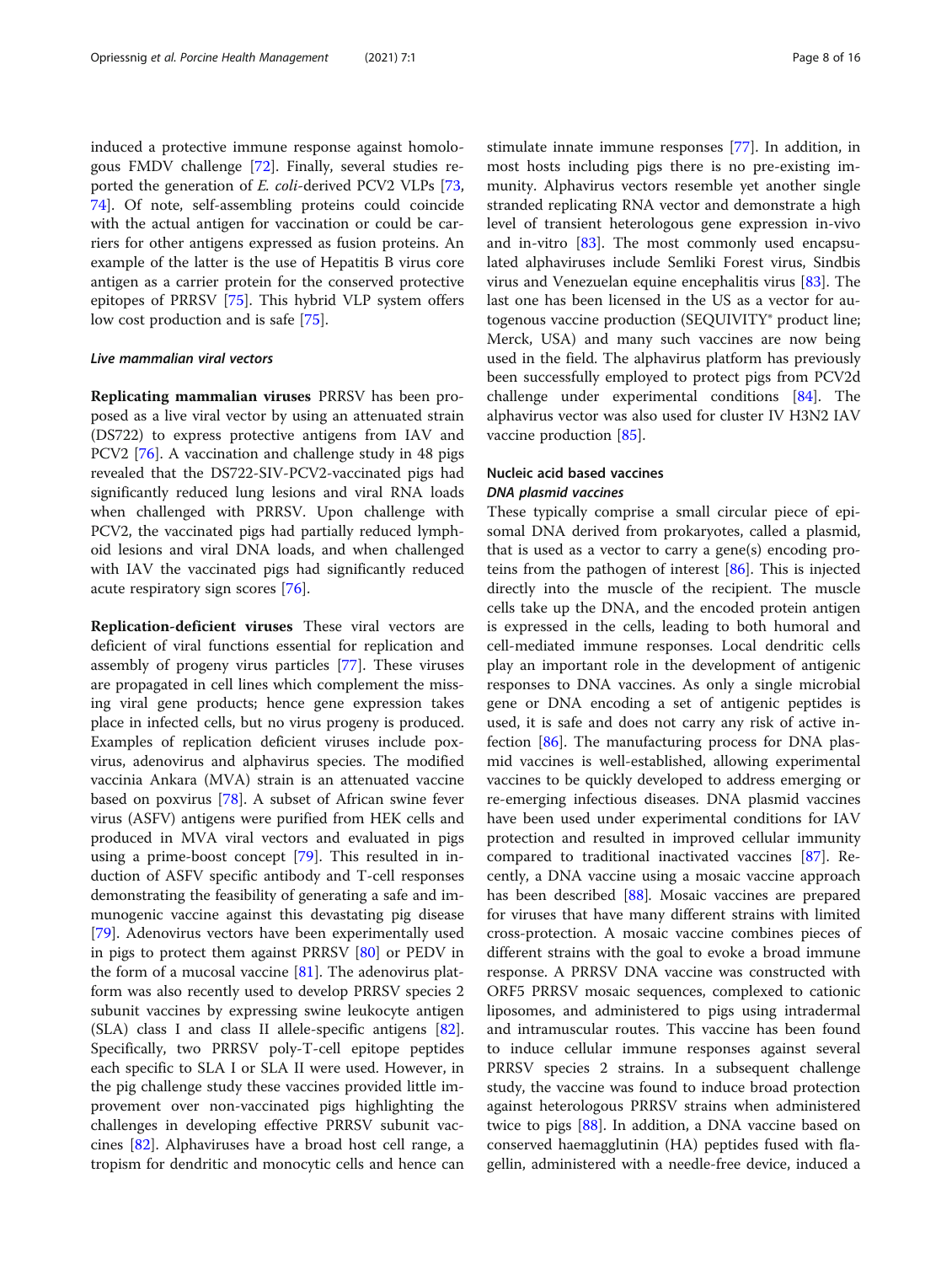induced a protective immune response against homologous FMDV challenge [72]. Finally, several studies reported the generation of *E. coli*-derived PCV2 VLPs [73, 74]. Of note, self-assembling proteins could coincide with the actual antigen for vaccination or could be carriers for other antigens expressed as fusion proteins. An example of the latter is the use of Hepatitis B virus core antigen as a carrier protein for the conserved protective epitopes of PRRSV [75]. This hybrid VLP system offers low cost production and is safe [75].

#### Live mammalian viral vectors

**Replicating mammalian viruses** PRRSV has been proposed as a live viral vector by using an attenuated strain (DS722) to express protective antigens from IAV and PCV2 [76]. A vaccination and challenge study in 48 pigs revealed that the DS722-SIV-PCV2-vaccinated pigs had significantly reduced lung lesions and viral RNA loads when challenged with PRRSV. Upon challenge with PCV2, the vaccinated pigs had partially reduced lymphoid lesions and viral DNA loads, and when challenged with IAV the vaccinated pigs had significantly reduced acute respiratory sign scores [76].

**Replication-deficient viruses** These viral vectors are deficient of viral functions essential for replication and assembly of progeny virus particles [77]. These viruses are propagated in cell lines which complement the missing viral gene products; hence gene expression takes place in infected cells, but no virus progeny is produced. Examples of replication deficient viruses include poxvirus, adenovirus and alphavirus species. The modified vaccinia Ankara (MVA) strain is an attenuated vaccine based on poxvirus [78]. A subset of African swine fever virus (ASFV) antigens were purified from HEK cells and produced in MVA viral vectors and evaluated in pigs using a prime-boost concept [79]. This resulted in induction of ASFV specific antibody and T-cell responses demonstrating the feasibility of generating a safe and immunogenic vaccine against this devastating pig disease [79]. Adenovirus vectors have been experimentally used in pigs to protect them against PRRSV [80] or PEDV in the form of a mucosal vaccine [81]. The adenovirus platform was also recently used to develop PRRSV species 2 subunit vaccines by expressing swine leukocyte antigen (SLA) class I and class II allele-specific antigens [82]. Specifically, two PRRSV poly-T-cell epitope peptides each specific to SLA I or SLA II were used. However, in the pig challenge study these vaccines provided little improvement over non-vaccinated pigs highlighting the challenges in developing effective PRRSV subunit vaccines [82]. Alphaviruses have a broad host cell range, a tropism for dendritic and monocytic cells and hence can stimulate innate immune responses [77]. In addition, in most hosts including pigs there is no pre-existing immunity. Alphavirus vectors resemble yet another single stranded replicating RNA vector and demonstrate a high level of transient heterologous gene expression in-vivo and in-vitro [83]. The most commonly used encapsulated alphaviruses include Semliki Forest virus, Sindbis virus and Venezuelan equine encephalitis virus [83]. The last one has been licensed in the US as a vector for autogenous vaccine production (SEQUIVITY® product line; Merck, USA) and many such vaccines are now being used in the field. The alphavirus platform has previously been successfully employed to protect pigs from PCV2d challenge under experimental conditions [84]. The alphavirus vector was also used for cluster IV H3N2 IAV vaccine production [85].

### Nucleic acid based vaccines

#### DNA plasmid vaccines

These typically comprise a small circular piece of episomal DNA derived from prokaryotes, called a plasmid, that is used as a vector to carry a gene(s) encoding proteins from the pathogen of interest [86]. This is injected directly into the muscle of the recipient. The muscle cells take up the DNA, and the encoded protein antigen is expressed in the cells, leading to both humoral and cell-mediated immune responses. Local dendritic cells play an important role in the development of antigenic responses to DNA vaccines. As only a single microbial gene or DNA encoding a set of antigenic peptides is used, it is safe and does not carry any risk of active infection [86]. The manufacturing process for DNA plasmid vaccines is well-established, allowing experimental vaccines to be quickly developed to address emerging or re-emerging infectious diseases. DNA plasmid vaccines have been used under experimental conditions for IAV protection and resulted in improved cellular immunity compared to traditional inactivated vaccines [87]. Recently, a DNA vaccine using a mosaic vaccine approach has been described [88]. Mosaic vaccines are prepared for viruses that have many different strains with limited cross-protection. A mosaic vaccine combines pieces of different strains with the goal to evoke a broad immune response. A PRRSV DNA vaccine was constructed with ORF5 PRRSV mosaic sequences, complexed to cationic liposomes, and administered to pigs using intradermal and intramuscular routes. This vaccine has been found to induce cellular immune responses against several PRRSV species 2 strains. In a subsequent challenge study, the vaccine was found to induce broad protection against heterologous PRRSV strains when administered twice to pigs [88]. In addition, a DNA vaccine based on conserved haemagglutinin (HA) peptides fused with flagellin, administered with a needle-free device, induced a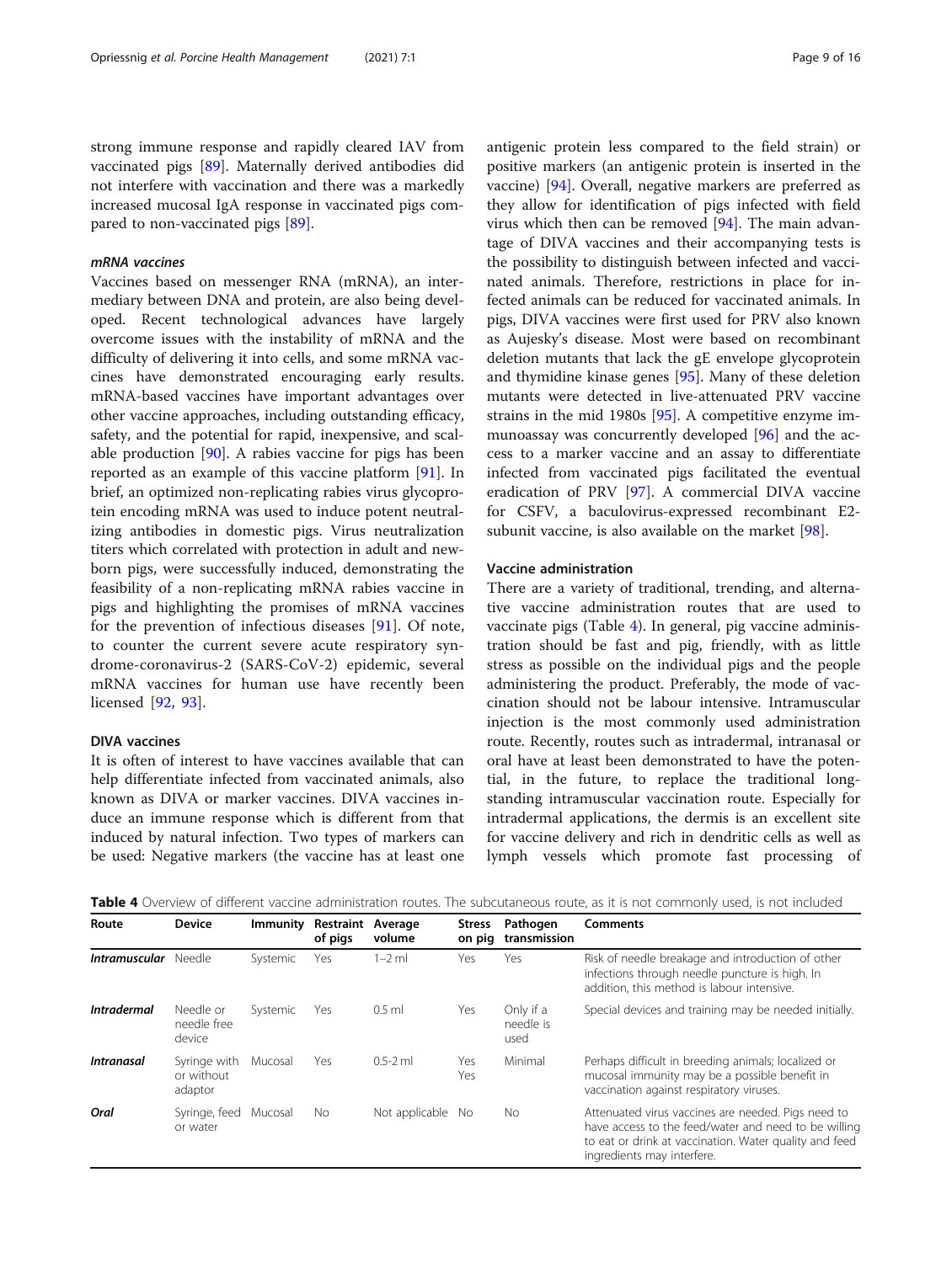strong immune response and rapidly cleared IAV from vaccinated pigs [89]. Maternally derived antibodies did not interfere with vaccination and there was a markedly increased mucosal IgA response in vaccinated pigs compared to non-vaccinated pigs [89].

#### *mRNA vaccines*

Vaccines based on messenger RNA (mRNA), an intermediary between DNA and protein, are also being developed. Recent technological advances have largely overcome issues with the instability of mRNA and the difficulty of delivering it into cells, and some mRNA vaccines have demonstrated encouraging early results. mRNA-based vaccines have important advantages over other vaccine approaches, including outstanding efficacy, safety, and the potential for rapid, inexpensive, and scalable production [90]. A rabies vaccine for pigs has been reported as an example of this vaccine platform [91]. In brief, an optimized non-replicating rabies virus glycoprotein encoding mRNA was used to induce potent neutralizing antibodies in domestic pigs. Virus neutralization titers which correlated with protection in adult and newborn pigs, were successfully induced, demonstrating the feasibility of a non-replicating mRNA rabies vaccine in pigs and highlighting the promises of mRNA vaccines for the prevention of infectious diseases [91]. Of note, to counter the current severe acute respiratory syndrome-coronavirus-2 (SARS-CoV-2) epidemic, several mRNA vaccines for human use have recently been licensed [92, 93].

### DIVA vaccines

It is often of interest to have vaccines available that can help differentiate infected from vaccinated animals, also known as DIVA or marker vaccines. DIVA vaccines induce an immune response which is different from that induced by natural infection. Two types of markers can be used: Negative markers (the vaccine has at least one antigenic protein less compared to the field strain) or positive markers (an antigenic protein is inserted in the vaccine) [94]. Overall, negative markers are preferred as they allow for identification of pigs infected with field virus which then can be removed [94]. The main advantage of DIVA vaccines and their accompanying tests is the possibility to distinguish between infected and vaccinated animals. Therefore, restrictions in place for infected animals can be reduced for vaccinated animals. In pigs, DIVA vaccines were first used for PRV also known as Aujesky's disease. Most were based on recombinant deletion mutants that lack the gE envelope glycoprotein and thymidine kinase genes [95]. Many of these deletion mutants were detected in live-attenuated PRV vaccine strains in the mid 1980s [95]. A competitive enzyme immunoassay was concurrently developed [96] and the access to a marker vaccine and an assay to differentiate infected from vaccinated pigs facilitated the eventual eradication of PRV [97]. A commercial DIVA vaccine for CSFV, a baculovirus-expressed recombinant E2-subunit vaccine, is also available on the market [98].

### Vaccine administration

There are a variety of traditional, trending, and alternative vaccine administration routes that are used to vaccinate pigs (Table 4). In general, pig vaccine administration should be fast and pig, friendly, with as little stress as possible on the individual pigs and the people administering the product. Preferably, the mode of vaccination should not be labour intensive. Intramuscular injection is the most commonly used administration route. Recently, routes such as intradermal, intranasal or oral have at least been demonstrated to have the potential, in the future, to replace the traditional longstanding intramuscular vaccination route. Especially for intradermal applications, the dermis is an excellent site for vaccine delivery and rich in dendritic cells as well as lymph vessels which promote fast processing of

**Table 4** Overview of different vaccine administration routes. The subcutaneous route, as it is not commonly used, is not included

| Route | Device | Immunity | Restraint of pigs | Average volume | Stress on pig | Pathogen transmission | Comments |
|---|---|---|---|---|---|---|---|
| ***Intramuscular*** | Needle | Systemic | Yes | 1–2 ml | Yes | Yes | Risk of needle breakage and introduction of other infections through needle puncture is high. In addition, this method is labour intensive. |
| ***Intradermal*** | Needle or needle free device | Systemic | Yes | 0.5 ml | Yes | Only if a needle is used | Special devices and training may be needed initially. |
| ***Intranasal*** | Syringe with or without adaptor | Mucosal | Yes | 0.5-2 ml | Yes Yes | Minimal | Perhaps difficult in breeding animals; localized or mucosal immunity may be a possible benefit in vaccination against respiratory viruses. |
| ***Oral*** | Syringe, feed or water | Mucosal | No | Not applicable | No | No | Attenuated virus vaccines are needed. Pigs need to have access to the feed/water and need to be willing to eat or drink at vaccination. Water quality and feed ingredients may interfere. |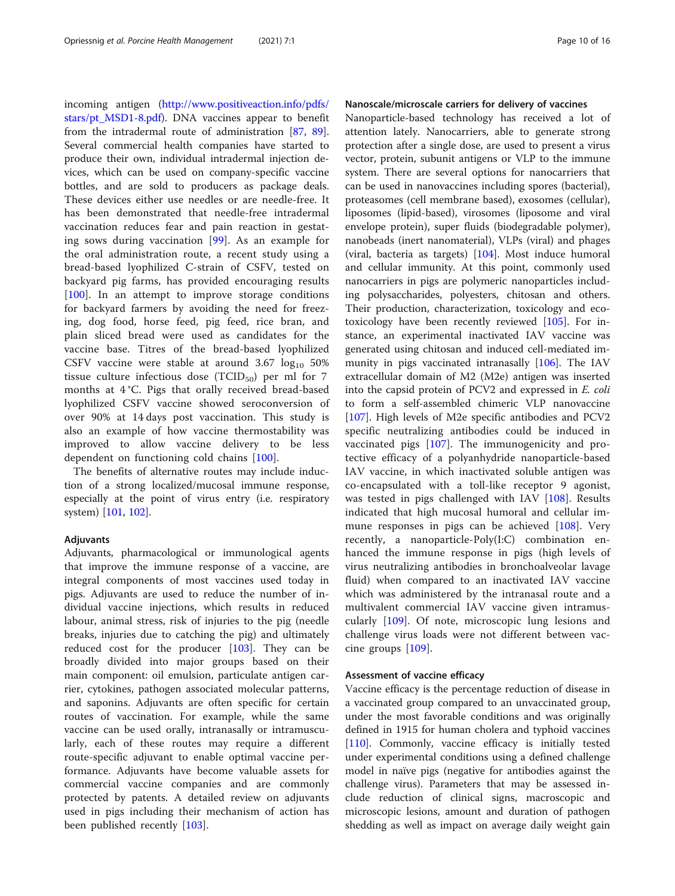incoming antigen (http://www.positiveaction.info/pdfs/stars/pt_MSD1-8.pdf). DNA vaccines appear to benefit from the intradermal route of administration [87, 89]. Several commercial health companies have started to produce their own, individual intradermal injection devices, which can be used on company-specific vaccine bottles, and are sold to producers as package deals. These devices either use needles or are needle-free. It has been demonstrated that needle-free intradermal vaccination reduces fear and pain reaction in gestating sows during vaccination [99]. As an example for the oral administration route, a recent study using a bread-based lyophilized C-strain of CSFV, tested on backyard pig farms, has provided encouraging results [100]. In an attempt to improve storage conditions for backyard farmers by avoiding the need for freezing, dog food, horse feed, pig feed, rice bran, and plain sliced bread were used as candidates for the vaccine base. Titres of the bread-based lyophilized CSFV vaccine were stable at around 3.67 $\log_{10}$ 50% tissue culture infectious dose ($TCID_{50}$) per ml for 7 months at 4 °C. Pigs that orally received bread-based lyophilized CSFV vaccine showed seroconversion of over 90% at 14 days post vaccination. This study is also an example of how vaccine thermostability was improved to allow vaccine delivery to be less dependent on functioning cold chains [100].

The benefits of alternative routes may include induction of a strong localized/mucosal immune response, especially at the point of virus entry (i.e. respiratory system) [101, 102].

### Adjuvants

Adjuvants, pharmacological or immunological agents that improve the immune response of a vaccine, are integral components of most vaccines used today in pigs. Adjuvants are used to reduce the number of individual vaccine injections, which results in reduced labour, animal stress, risk of injuries to the pig (needle breaks, injuries due to catching the pig) and ultimately reduced cost for the producer [103]. They can be broadly divided into major groups based on their main component: oil emulsion, particulate antigen carrier, cytokines, pathogen associated molecular patterns, and saponins. Adjuvants are often specific for certain routes of vaccination. For example, while the same vaccine can be used orally, intranasally or intramuscularly, each of these routes may require a different route-specific adjuvant to enable optimal vaccine performance. Adjuvants have become valuable assets for commercial vaccine companies and are commonly protected by patents. A detailed review on adjuvants used in pigs including their mechanism of action has been published recently [103].

### Nanoscale/microscale carriers for delivery of vaccines

Nanoparticle-based technology has received a lot of attention lately. Nanocarriers, able to generate strong protection after a single dose, are used to present a virus vector, protein, subunit antigens or VLP to the immune system. There are several options for nanocarriers that can be used in nanovaccines including spores (bacterial), proteasomes (cell membrane based), exosomes (cellular), liposomes (lipid-based), virosomes (liposome and viral envelope protein), super fluids (biodegradable polymer), nanobeads (inert nanomaterial), VLPs (viral) and phages (viral, bacteria as targets) [104]. Most induce humoral and cellular immunity. At this point, commonly used nanocarriers in pigs are polymeric nanoparticles including polysaccharides, polyesters, chitosan and others. Their production, characterization, toxicology and ecotoxicology have been recently reviewed [105]. For instance, an experimental inactivated IAV vaccine was generated using chitosan and induced cell-mediated immunity in pigs vaccinated intranasally [106]. The IAV extracellular domain of M2 (M2e) antigen was inserted into the capsid protein of PCV2 and expressed in *E. coli* to form a self-assembled chimeric VLP nanovaccine [107]. High levels of M2e specific antibodies and PCV2 specific neutralizing antibodies could be induced in vaccinated pigs [107]. The immunogenicity and protective efficacy of a polyanhydride nanoparticle-based IAV vaccine, in which inactivated soluble antigen was co-encapsulated with a toll-like receptor 9 agonist, was tested in pigs challenged with IAV [108]. Results indicated that high mucosal humoral and cellular immune responses in pigs can be achieved [108]. Very recently, a nanoparticle-Poly(I:C) combination enhanced the immune response in pigs (high levels of virus neutralizing antibodies in bronchoalveolar lavage fluid) when compared to an inactivated IAV vaccine which was administered by the intranasal route and a multivalent commercial IAV vaccine given intramuscularly [109]. Of note, microscopic lung lesions and challenge virus loads were not different between vaccine groups [109].

### Assessment of vaccine efficacy

Vaccine efficacy is the percentage reduction of disease in a vaccinated group compared to an unvaccinated group, under the most favorable conditions and was originally defined in 1915 for human cholera and typhoid vaccines [110]. Commonly, vaccine efficacy is initially tested under experimental conditions using a defined challenge model in naïve pigs (negative for antibodies against the challenge virus). Parameters that may be assessed include reduction of clinical signs, macroscopic and microscopic lesions, amount and duration of pathogen shedding as well as impact on average daily weight gain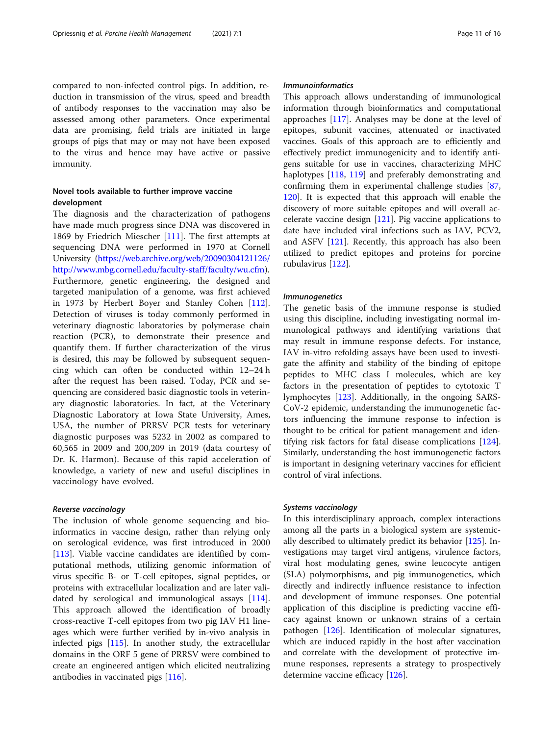compared to non-infected control pigs. In addition, reduction in transmission of the virus, speed and breadth of antibody responses to the vaccination may also be assessed among other parameters. Once experimental data are promising, field trials are initiated in large groups of pigs that may or may not have been exposed to the virus and hence may have active or passive immunity.

## Novel tools available to further improve vaccine development

The diagnosis and the characterization of pathogens have made much progress since DNA was discovered in 1869 by Friedrich Miescher [111]. The first attempts at sequencing DNA were performed in 1970 at Cornell University (https://web.archive.org/web/20090304121126/http://www.mbg.cornell.edu/faculty-staff/faculty/wu.cfm). Furthermore, genetic engineering, the designed and targeted manipulation of a genome, was first achieved in 1973 by Herbert Boyer and Stanley Cohen [112]. Detection of viruses is today commonly performed in veterinary diagnostic laboratories by polymerase chain reaction (PCR), to demonstrate their presence and quantify them. If further characterization of the virus is desired, this may be followed by subsequent sequencing which can often be conducted within 12–24 h after the request has been raised. Today, PCR and sequencing are considered basic diagnostic tools in veterinary diagnostic laboratories. In fact, at the Veterinary Diagnostic Laboratory at Iowa State University, Ames, USA, the number of PRRSV PCR tests for veterinary diagnostic purposes was 5232 in 2002 as compared to 60,565 in 2009 and 200,209 in 2019 (data courtesy of Dr. K. Harmon). Because of this rapid acceleration of knowledge, a variety of new and useful disciplines in vaccinology have evolved.

### *Reverse vaccinology*

The inclusion of whole genome sequencing and bioinformatics in vaccine design, rather than relying only on serological evidence, was first introduced in 2000 [113]. Viable vaccine candidates are identified by computational methods, utilizing genomic information of virus specific B- or T-cell epitopes, signal peptides, or proteins with extracellular localization and are later validated by serological and immunological assays [114]. This approach allowed the identification of broadly cross-reactive T-cell epitopes from two pig IAV H1 lineages which were further verified by in-vivo analysis in infected pigs [115]. In another study, the extracellular domains in the ORF 5 gene of PRRSV were combined to create an engineered antigen which elicited neutralizing antibodies in vaccinated pigs [116].

### *Immunoinformatics*

This approach allows understanding of immunological information through bioinformatics and computational approaches [117]. Analyses may be done at the level of epitopes, subunit vaccines, attenuated or inactivated vaccines. Goals of this approach are to efficiently and effectively predict immunogenicity and to identify antigens suitable for use in vaccines, characterizing MHC haplotypes [118, 119] and preferably demonstrating and confirming them in experimental challenge studies [87, 120]. It is expected that this approach will enable the discovery of more suitable epitopes and will overall accelerate vaccine design [121]. Pig vaccine applications to date have included viral infections such as IAV, PCV2, and ASFV [121]. Recently, this approach has also been utilized to predict epitopes and proteins for porcine rubulavirus [122].

### *Immunogenetics*

The genetic basis of the immune response is studied using this discipline, including investigating normal immunological pathways and identifying variations that may result in immune response defects. For instance, IAV in-vitro refolding assays have been used to investigate the affinity and stability of the binding of epitope peptides to MHC class I molecules, which are key factors in the presentation of peptides to cytotoxic T lymphocytes [123]. Additionally, in the ongoing SARS-CoV-2 epidemic, understanding the immunogenetic factors influencing the immune response to infection is thought to be critical for patient management and identifying risk factors for fatal disease complications [124]. Similarly, understanding the host immunogenetic factors is important in designing veterinary vaccines for efficient control of viral infections.

### *Systems vaccinology*

In this interdisciplinary approach, complex interactions among all the parts in a biological system are systemically described to ultimately predict its behavior [125]. Investigations may target viral antigens, virulence factors, viral host modulating genes, swine leucocyte antigen (SLA) polymorphisms, and pig immunogenetics, which directly and indirectly influence resistance to infection and development of immune responses. One potential application of this discipline is predicting vaccine efficacy against known or unknown strains of a certain pathogen [126]. Identification of molecular signatures, which are induced rapidly in the host after vaccination and correlate with the development of protective immune responses, represents a strategy to prospectively determine vaccine efficacy [126].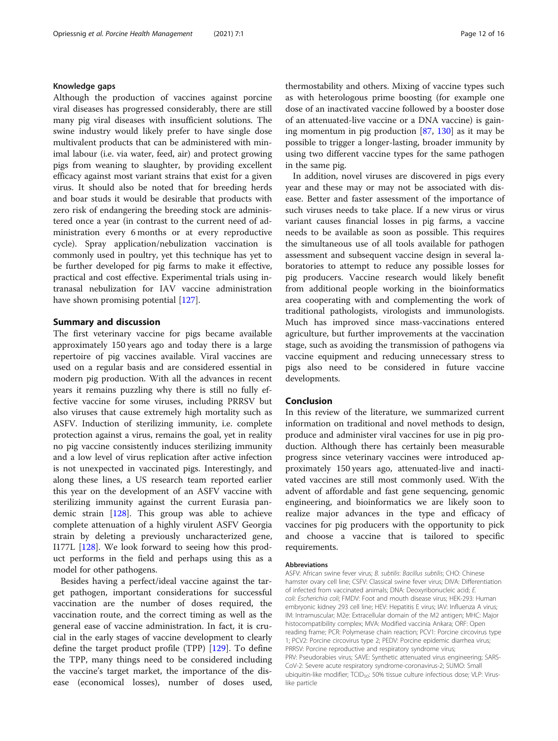## Knowledge gaps

Although the production of vaccines against porcine viral diseases has progressed considerably, there are still many pig viral diseases with insufficient solutions. The swine industry would likely prefer to have single dose multivalent products that can be administered with minimal labour (i.e. via water, feed, air) and protect growing pigs from weaning to slaughter, by providing excellent efficacy against most variant strains that exist for a given virus. It should also be noted that for breeding herds and boar studs it would be desirable that products with zero risk of endangering the breeding stock are administered once a year (in contrast to the current need of administration every 6 months or at every reproductive cycle). Spray application/nebulization vaccination is commonly used in poultry, yet this technique has yet to be further developed for pig farms to make it effective, practical and cost effective. Experimental trials using intranasal nebulization for IAV vaccine administration have shown promising potential [127].

## Summary and discussion

The first veterinary vaccine for pigs became available approximately 150 years ago and today there is a large repertoire of pig vaccines available. Viral vaccines are used on a regular basis and are considered essential in modern pig production. With all the advances in recent years it remains puzzling why there is still no fully effective vaccine for some viruses, including PRRSV but also viruses that cause extremely high mortality such as ASFV. Induction of sterilizing immunity, i.e. complete protection against a virus, remains the goal, yet in reality no pig vaccine consistently induces sterilizing immunity and a low level of virus replication after active infection is not unexpected in vaccinated pigs. Interestingly, and along these lines, a US research team reported earlier this year on the development of an ASFV vaccine with sterilizing immunity against the current Eurasia pandemic strain [128]. This group was able to achieve complete attenuation of a highly virulent ASFV Georgia strain by deleting a previously uncharacterized gene, I177L [128]. We look forward to seeing how this product performs in the field and perhaps using this as a model for other pathogens.

Besides having a perfect/ideal vaccine against the target pathogen, important considerations for successful vaccination are the number of doses required, the vaccination route, and the correct timing as well as the general ease of vaccine administration. In fact, it is crucial in the early stages of vaccine development to clearly define the target product profile (TPP) [129]. To define the TPP, many things need to be considered including the vaccine's target market, the importance of the disease (economical losses), number of doses used, thermostability and others. Mixing of vaccine types such as with heterologous prime boosting (for example one dose of an inactivated vaccine followed by a booster dose of an attenuated-live vaccine or a DNA vaccine) is gaining momentum in pig production [87, 130] as it may be possible to trigger a longer-lasting, broader immunity by using two different vaccine types for the same pathogen in the same pig.

In addition, novel viruses are discovered in pigs every year and these may or may not be associated with disease. Better and faster assessment of the importance of such viruses needs to take place. If a new virus or virus variant causes financial losses in pig farms, a vaccine needs to be available as soon as possible. This requires the simultaneous use of all tools available for pathogen assessment and subsequent vaccine design in several laboratories to attempt to reduce any possible losses for pig producers. Vaccine research would likely benefit from additional people working in the bioinformatics area cooperating with and complementing the work of traditional pathologists, virologists and immunologists. Much has improved since mass-vaccinations entered agriculture, but further improvements at the vaccination stage, such as avoiding the transmission of pathogens via vaccine equipment and reducing unnecessary stress to pigs also need to be considered in future vaccine developments.

## Conclusion

In this review of the literature, we summarized current information on traditional and novel methods to design, produce and administer viral vaccines for use in pig production. Although there has certainly been measurable progress since veterinary vaccines were introduced approximately 150 years ago, attenuated-live and inactivated vaccines are still most commonly used. With the advent of affordable and fast gene sequencing, genomic engineering, and bioinformatics we are likely soon to realize major advances in the type and efficacy of vaccines for pig producers with the opportunity to pick and choose a vaccine that is tailored to specific requirements.

#### Abbreviations

ASFV: African swine fever virus; *B. subtilis*: *Bacillus subtilis*; CHO: Chinese hamster ovary cell line; CSFV: Classical swine fever virus; DIVA: Differentiation of infected from vaccinated animals; DNA: Deoxyribonucleic acid; *E. coli*: *Escherichia coli*; FMDV: Foot and mouth disease virus; HEK-293: Human embryonic kidney 293 cell line; HEV: Hepatitis E virus; IAV: Influenza A virus; IM: Intramuscular; M2e: Extracellular domain of the M2 antigen; MHC: Major histocompatibility complex; MVA: Modified vaccinia Ankara; ORF: Open reading frame; PCR: Polymerase chain reaction; PCV1: Porcine circovirus type 1; PCV2: Porcine circovirus type 2; PEDV: Porcine epidemic diarrhea virus; PRRSV: Porcine reproductive and respiratory syndrome virus; PRV: Pseudorabies virus; SAVE: Synthetic attenuated virus engineering; SARS-CoV-2: Severe acute respiratory syndrome-coronavirus-2; SUMO: Small ubiquitin-like modifier; $TCID_{50}$: 50% tissue culture infectious dose; VLP: Virus-like particle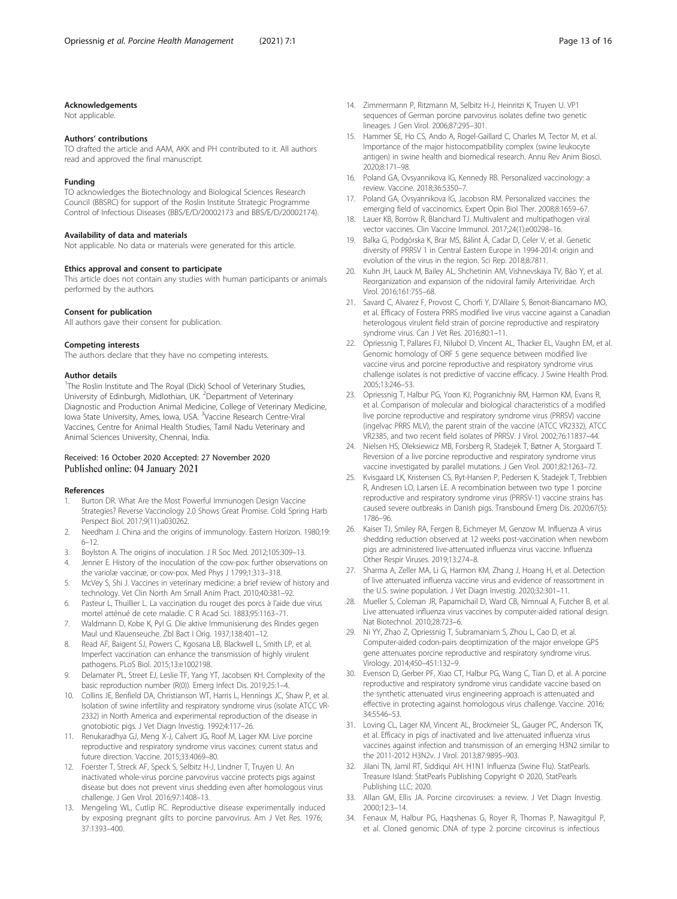### Acknowledgements

Not applicable.

### Authors' contributions

TO drafted the article and AAM, AKK and PH contributed to it. All authors read and approved the final manuscript.

### Funding

TO acknowledges the Biotechnology and Biological Sciences Research Council (BBSRC) for support of the Roslin Institute Strategic Programme Control of Infectious Diseases (BBS/E/D/20002173 and BBS/E/D/20002174).

### Availability of data and materials

Not applicable. No data or materials were generated for this article.

### Ethics approval and consent to participate

This article does not contain any studies with human participants or animals performed by the authors.

### Consent for publication

All authors gave their consent for publication.

### Competing interests

The authors declare that they have no competing interests.

### Author details

[1]The Roslin Institute and The Royal (Dick) School of Veterinary Studies, University of Edinburgh, Midlothian, UK. [2]Department of Veterinary Diagnostic and Production Animal Medicine, College of Veterinary Medicine, Iowa State University, Ames, Iowa, USA. [3]Vaccine Research Centre-Viral Vaccines, Centre for Animal Health Studies, Tamil Nadu Veterinary and Animal Sciences University, Chennai, India.

Received: 16 October 2020 Accepted: 27 November 2020
Published online: 04 January 2021

### References

1. Burton DR. What Are the Most Powerful Immunogen Design Vaccine Strategies? Reverse Vaccinology 2.0 Shows Great Promise. Cold Spring Harb Perspect Biol. 2017;9(11):a030262.
2. Needham J. China and the origins of immunology. Eastern Horizon. 1980;19: 6–12.
3. Boylston A. The origins of inoculation. J R Soc Med. 2012;105:309–13.
4. Jenner E. History of the inoculation of the cow-pox: further observations on the variolæ vaccinæ, or cow-pox. Med Phys J 1799;1:313–318.
5. McVey S, Shi J. Vaccines in veterinary medicine: a brief review of history and technology. Vet Clin North Am Small Anim Pract. 2010;40:381–92.
6. Pasteur L, Thuillier L. La vaccination du rouget des porcs à l'aide due virus mortel atténué de cete maladie. C R Acad Sci. 1883;95:1163–71.
7. Waldmann D, Kobe K, Pyl G. Die aktive Immunisierung des Rindes gegen Maul und Klauenseuche. Zbl Bact I Orig. 1937;138:401–12.
8. Read AF, Baigent SJ, Powers C, Kgosana LB, Blackwell L, Smith LP, et al. Imperfect vaccination can enhance the transmission of highly virulent pathogens. PLoS Biol. 2015;13:e1002198.
9. Delamater PL, Street EJ, Leslie TF, Yang YT, Jacobsen KH. Complexity of the basic reproduction number (R(0)). Emerg Infect Dis. 2019;25:1–4.
10. Collins JE, Benfield DA, Christianson WT, Harris L, Hennings JC, Shaw P, et al. Isolation of swine infertility and respiratory syndrome virus (isolate ATCC VR-2332) in North America and experimental reproduction of the disease in gnotobiotic pigs. J Vet Diagn Investig. 1992;4:117–26.
11. Renukaradhya GJ, Meng X-J, Calvert JG, Roof M, Lager KM. Live porcine reproductive and respiratory syndrome virus vaccines: current status and future direction. Vaccine. 2015;33:4069–80.
12. Foerster T, Streck AF, Speck S, Selbitz H-J, Lindner T, Truyen U. An inactivated whole-virus porcine parvovirus vaccine protects pigs against disease but does not prevent virus shedding even after homologous virus challenge. J Gen Virol. 2016;97:1408–13.
13. Mengeling WL, Cutlip RC. Reproductive disease experimentally induced by exposing pregnant gilts to porcine parvovirus. Am J Vet Res. 1976; 37:1393–400.
14. Zimmermann P, Ritzmann M, Selbitz H-J, Heinritzi K, Truyen U. VP1 sequences of German porcine parvovirus isolates define two genetic lineages. J Gen Virol. 2006;87:295–301.
15. Hammer SE, Ho CS, Ando A, Rogel-Gaillard C, Charles M, Tector M, et al. Importance of the major histocompatibility complex (swine leukocyte antigen) in swine health and biomedical research. Annu Rev Anim Biosci. 2020;8:171–98.
16. Poland GA, Ovsyannikova IG, Kennedy RB. Personalized vaccinology: a review. Vaccine. 2018;36:5350–7.
17. Poland GA, Ovsyannikova IG, Jacobson RM. Personalized vaccines: the emerging field of vaccinomics. Expert Opin Biol Ther. 2008;8:1659–67.
18. Lauer KB, Borrow R, Blanchard TJ. Multivalent and multipathogen viral vector vaccines. Clin Vaccine Immunol. 2017;24(1):e00298–16.
19. Balka G, Podgórska K, Brar MS, Bálint Á, Cadar D, Celer V, et al. Genetic diversity of PRRSV 1 in Central Eastern Europe in 1994-2014: origin and evolution of the virus in the region. Sci Rep. 2018;8:7811.
20. Kuhn JH, Lauck M, Bailey AL, Shchetinin AM, Vishnevskaya TV, Bào Y, et al. Reorganization and expansion of the nidoviral family Arteriviridae. Arch Virol. 2016;161:755–68.
21. Savard C, Alvarez F, Provost C, Chorfi Y, D'Allaire S, Benoit-Biancamano MO, et al. Efficacy of Fostera PRRS modified live virus vaccine against a Canadian heterologous virulent field strain of porcine reproductive and respiratory syndrome virus. Can J Vet Res. 2016;80:1–11.
22. Opriessnig T, Pallares FJ, Nilubol D, Vincent AL, Thacker EL, Vaughn EM, et al. Genomic homology of ORF 5 gene sequence between modified live vaccine virus and porcine reproductive and respiratory syndrome virus challenge isolates is not predictive of vaccine efficacy. J Swine Health Prod. 2005;13:246–53.
23. Opriessnig T, Halbur PG, Yoon KJ, Pogranichniy RM, Harmon KM, Evans R, et al. Comparison of molecular and biological characteristics of a modified live porcine reproductive and respiratory syndrome virus (PRRSV) vaccine (ingelvac PRRS MLV), the parent strain of the vaccine (ATCC VR2332), ATCC VR2385, and two recent field isolates of PRRSV. J Virol. 2002;76:11837–44.
24. Nielsen HS, Oleksiewicz MB, Forsberg R, Stadejek T, Bøtner A, Storgaard T. Reversion of a live porcine reproductive and respiratory syndrome virus vaccine investigated by parallel mutations. J Gen Virol. 2001;82:1263–72.
25. Kvisgaard LK, Kristensen CS, Ryt-Hansen P, Pedersen K, Stadejek T, Trebbien R, Andresen LO, Larsen LE. A recombination between two type 1 porcine reproductive and respiratory syndrome virus (PRRSV-1) vaccine strains has caused severe outbreaks in Danish pigs. Transbound Emerg Dis. 2020;67(5): 1786–96.
26. Kaiser TJ, Smiley RA, Fergen B, Eichmeyer M, Genzow M. Influenza A virus shedding reduction observed at 12 weeks post-vaccination when newborn pigs are administered live-attenuated influenza virus vaccine. Influenza Other Respir Viruses. 2019;13:274–8.
27. Sharma A, Zeller MA, Li G, Harmon KM, Zhang J, Hoang H, et al. Detection of live attenuated influenza vaccine virus and evidence of reassortment in the U.S. swine population. J Vet Diagn Investig. 2020;32:301–11.
28. Mueller S, Coleman JR, Papamichail D, Ward CB, Nimnual A, Futcher B, et al. Live attenuated influenza virus vaccines by computer-aided rational design. Nat Biotechnol. 2010;28:723–6.
29. Ni YY, Zhao Z, Opriessnig T, Subramaniam S, Zhou L, Cao D, et al. Computer-aided codon-pairs deoptimization of the major envelope GP5 gene attenuates porcine reproductive and respiratory syndrome virus. Virology. 2014;450–451:132–9.
30. Evenson D, Gerber PF, Xiao CT, Halbur PG, Wang C, Tian D, et al. A porcine reproductive and respiratory syndrome virus candidate vaccine based on the synthetic attenuated virus engineering approach is attenuated and effective in protecting against homologous virus challenge. Vaccine. 2016; 34:5546–53.
31. Loving CL, Lager KM, Vincent AL, Brockmeier SL, Gauger PC, Anderson TK, et al. Efficacy in pigs of inactivated and live attenuated influenza virus vaccines against infection and transmission of an emerging H3N2 similar to the 2011-2012 H3N2v. J Virol. 2013;87:9895–903.
32. Jilani TN, Jamil RT, Siddiqui AH. H1N1 Influenza (Swine Flu). StatPearls. Treasure Island: StatPearls Publishing Copyright © 2020, StatPearls Publishing LLC; 2020.
33. Allan GM, Ellis JA. Porcine circoviruses: a review. J Vet Diagn Investig. 2000;12:3–14.
34. Fenaux M, Halbur PG, Haqshenas G, Royer R, Thomas P, Nawagitgul P, et al. Cloned genomic DNA of type 2 porcine circovirus is infectious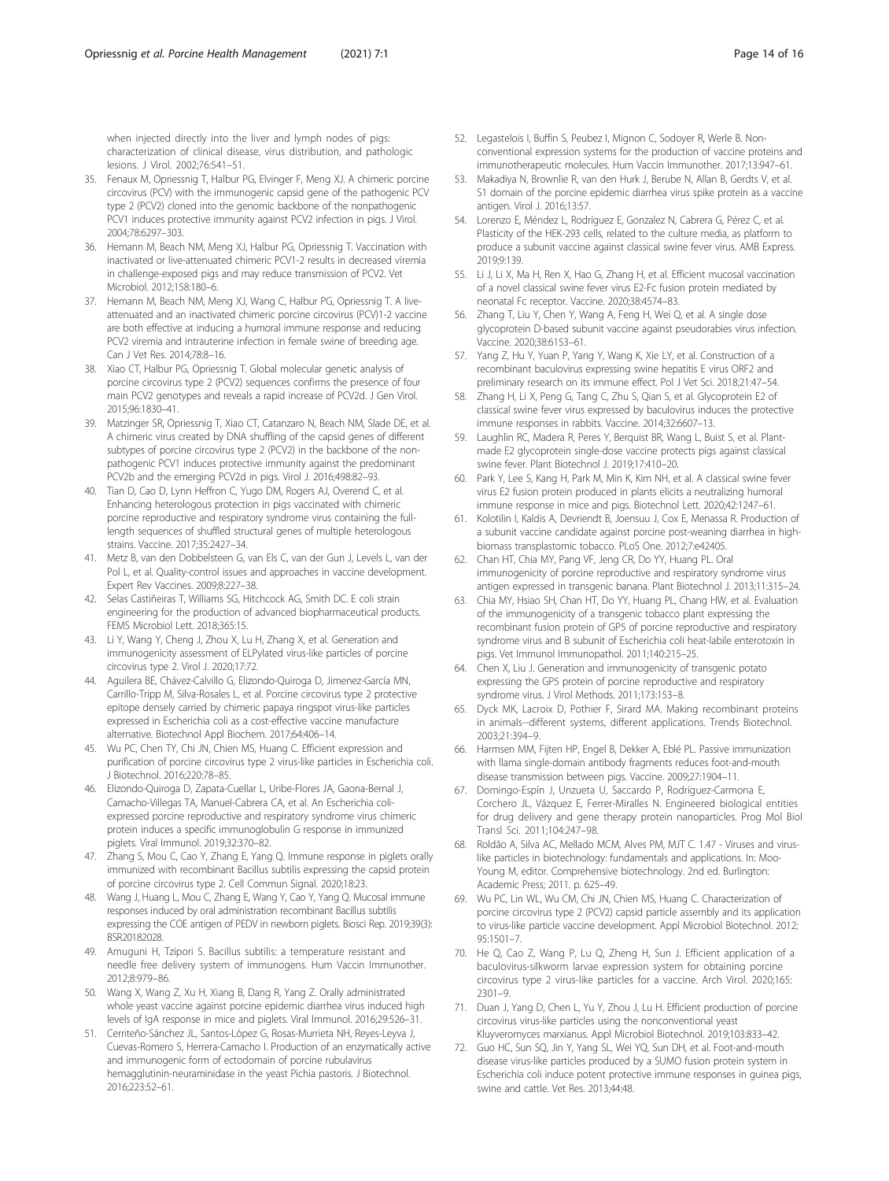when injected directly into the liver and lymph nodes of pigs: characterization of clinical disease, virus distribution, and pathologic lesions. J Virol. 2002;76:541–51.

35. Fenaux M, Opriessnig T, Halbur PG, Elvinger F, Meng XJ. A chimeric porcine circovirus (PCV) with the immunogenic capsid gene of the pathogenic PCV type 2 (PCV2) cloned into the genomic backbone of the nonpathogenic PCV1 induces protective immunity against PCV2 infection in pigs. J Virol. 2004;78:6297–303.
36. Hemann M, Beach NM, Meng XJ, Halbur PG, Opriessnig T. Vaccination with inactivated or live-attenuated chimeric PCV1-2 results in decreased viremia in challenge-exposed pigs and may reduce transmission of PCV2. Vet Microbiol. 2012;158:180–6.
37. Hemann M, Beach NM, Meng XJ, Wang C, Halbur PG, Opriessnig T. A live-attenuated and an inactivated chimeric porcine circovirus (PCV)1-2 vaccine are both effective at inducing a humoral immune response and reducing PCV2 viremia and intrauterine infection in female swine of breeding age. Can J Vet Res. 2014;78:8–16.
38. Xiao CT, Halbur PG, Opriessnig T. Global molecular genetic analysis of porcine circovirus type 2 (PCV2) sequences confirms the presence of four main PCV2 genotypes and reveals a rapid increase of PCV2d. J Gen Virol. 2015;96:1830–41.
39. Matzinger SR, Opriessnig T, Xiao CT, Catanzaro N, Beach NM, Slade DE, et al. A chimeric virus created by DNA shuffling of the capsid genes of different subtypes of porcine circovirus type 2 (PCV2) in the backbone of the non-pathogenic PCV1 induces protective immunity against the predominant PCV2b and the emerging PCV2d in pigs. Virol J. 2016;498:82–93.
40. Tian D, Cao D, Lynn Heffron C, Yugo DM, Rogers AJ, Overend C, et al. Enhancing heterologous protection in pigs vaccinated with chimeric porcine reproductive and respiratory syndrome virus containing the full-length sequences of shuffled structural genes of multiple heterologous strains. Vaccine. 2017;35:2427–34.
41. Metz B, van den Dobbelsteen G, van Els C, van der Gun J, Levels L, van der Pol L, et al. Quality-control issues and approaches in vaccine development. Expert Rev Vaccines. 2009;8:227–38.
42. Selas Castiñeiras T, Williams SG, Hitchcock AG, Smith DC. E coli strain engineering for the production of advanced biopharmaceutical products. FEMS Microbiol Lett. 2018;365:15.
43. Li Y, Wang Y, Cheng J, Zhou X, Lu H, Zhang X, et al. Generation and immunogenicity assessment of ELPylated virus-like particles of porcine circovirus type 2. Virol J. 2020;17:72.
44. Aguilera BE, Chávez-Calvillo G, Elizondo-Quiroga D, Jimenez-García MN, Carrillo-Tripp M, Silva-Rosales L, et al. Porcine circovirus type 2 protective epitope densely carried by chimeric papaya ringspot virus-like particles expressed in Escherichia coli as a cost-effective vaccine manufacture alternative. Biotechnol Appl Biochem. 2017;64:406–14.
45. Wu PC, Chen TY, Chi JN, Chien MS, Huang C. Efficient expression and purification of porcine circovirus type 2 virus-like particles in Escherichia coli. J Biotechnol. 2016;220:78–85.
46. Elizondo-Quiroga D, Zapata-Cuellar L, Uribe-Flores JA, Gaona-Bernal J, Camacho-Villegas TA, Manuel-Cabrera CA, et al. An Escherichia coli-expressed porcine reproductive and respiratory syndrome virus chimeric protein induces a specific immunoglobulin G response in immunized piglets. Viral Immunol. 2019;32:370–82.
47. Zhang S, Mou C, Cao Y, Zhang E, Yang Q. Immune response in piglets orally immunized with recombinant Bacillus subtilis expressing the capsid protein of porcine circovirus type 2. Cell Commun Signal. 2020;18:23.
48. Wang J, Huang L, Mou C, Zhang E, Wang Y, Cao Y, Yang Q. Mucosal immune responses induced by oral administration recombinant Bacillus subtilis expressing the COE antigen of PEDV in newborn piglets. Biosci Rep. 2019;39(3): BSR20182028.
49. Amuguni H, Tzipori S. Bacillus subtilis: a temperature resistant and needle free delivery system of immunogens. Hum Vaccin Immunother. 2012;8:979–86.
50. Wang X, Wang Z, Xu H, Xiang B, Dang R, Yang Z. Orally administrated whole yeast vaccine against porcine epidemic diarrhea virus induced high levels of IgA response in mice and piglets. Viral Immunol. 2016;29:526–31.
51. Cerriteño-Sánchez JL, Santos-López G, Rosas-Murrieta NH, Reyes-Leyva J, Cuevas-Romero S, Herrera-Camacho I. Production of an enzymatically active and immunogenic form of ectodomain of porcine rubulavirus hemagglutinin-neuraminidase in the yeast Pichia pastoris. J Biotechnol. 2016;223:52–61.
52. Legastelois I, Buffin S, Peubez I, Mignon C, Sodoyer R, Werle B. Non-conventional expression systems for the production of vaccine proteins and immunotherapeutic molecules. Hum Vaccin Immunother. 2017;13:947–61.
53. Makadiya N, Brownlie R, van den Hurk J, Berube N, Allan B, Gerdts V, et al. S1 domain of the porcine epidemic diarrhea virus spike protein as a vaccine antigen. Virol J. 2016;13:57.
54. Lorenzo E, Méndez L, Rodríguez E, Gonzalez N, Cabrera G, Pérez C, et al. Plasticity of the HEK-293 cells, related to the culture media, as platform to produce a subunit vaccine against classical swine fever virus. AMB Express. 2019;9:139.
55. Li J, Li X, Ma H, Ren X, Hao G, Zhang H, et al. Efficient mucosal vaccination of a novel classical swine fever virus E2-Fc fusion protein mediated by neonatal Fc receptor. Vaccine. 2020;38:4574–83.
56. Zhang T, Liu Y, Chen Y, Wang A, Feng H, Wei Q, et al. A single dose glycoprotein D-based subunit vaccine against pseudorabies virus infection. Vaccine. 2020;38:6153–61.
57. Yang Z, Hu Y, Yuan P, Yang Y, Wang K, Xie LY, et al. Construction of a recombinant baculovirus expressing swine hepatitis E virus ORF2 and preliminary research on its immune effect. Pol J Vet Sci. 2018;21:47–54.
58. Zhang H, Li X, Peng G, Tang C, Zhu S, Qian S, et al. Glycoprotein E2 of classical swine fever virus expressed by baculovirus induces the protective immune responses in rabbits. Vaccine. 2014;32:6607–13.
59. Laughlin RC, Madera R, Peres Y, Berquist BR, Wang L, Buist S, et al. Plant-made E2 glycoprotein single-dose vaccine protects pigs against classical swine fever. Plant Biotechnol J. 2019;17:410–20.
60. Park Y, Lee S, Kang H, Park M, Min K, Kim NH, et al. A classical swine fever virus E2 fusion protein produced in plants elicits a neutralizing humoral immune response in mice and pigs. Biotechnol Lett. 2020;42:1247–61.
61. Kolotilin I, Kaldis A, Devriendt B, Joensuu J, Cox E, Menassa R. Production of a subunit vaccine candidate against porcine post-weaning diarrhea in high-biomass transplastomic tobacco. PLoS One. 2012;7:e42405.
62. Chan HT, Chia MY, Pang VF, Jeng CR, Do YY, Huang PL. Oral immunogenicity of porcine reproductive and respiratory syndrome virus antigen expressed in transgenic banana. Plant Biotechnol J. 2013;11:315–24.
63. Chia MY, Hsiao SH, Chan HT, Do YY, Huang PL, Chang HW, et al. Evaluation of the immunogenicity of a transgenic tobacco plant expressing the recombinant fusion protein of GP5 of porcine reproductive and respiratory syndrome virus and B subunit of Escherichia coli heat-labile enterotoxin in pigs. Vet Immunol Immunopathol. 2011;140:215–25.
64. Chen X, Liu J. Generation and immunogenicity of transgenic potato expressing the GP5 protein of porcine reproductive and respiratory syndrome virus. J Virol Methods. 2011;173:153–8.
65. Dyck MK, Lacroix D, Pothier F, Sirard MA. Making recombinant proteins in animals--different systems, different applications. Trends Biotechnol. 2003;21:394–9.
66. Harmsen MM, Fijten HP, Engel B, Dekker A, Eblé PL. Passive immunization with llama single-domain antibody fragments reduces foot-and-mouth disease transmission between pigs. Vaccine. 2009;27:1904–11.
67. Domingo-Espín J, Unzueta U, Saccardo P, Rodríguez-Carmona E, Corchero JL, Vázquez E, Ferrer-Miralles N. Engineered biological entities for drug delivery and gene therapy protein nanoparticles. Prog Mol Biol Transl Sci. 2011;104:247–98.
68. Roldão A, Silva AC, Mellado MCM, Alves PM, MJT C. 1.47 - Viruses and virus-like particles in biotechnology: fundamentals and applications. In: Moo-Young M, editor. Comprehensive biotechnology. 2nd ed. Burlington: Academic Press; 2011. p. 625–49.
69. Wu PC, Lin WL, Wu CM, Chi JN, Chien MS, Huang C. Characterization of porcine circovirus type 2 (PCV2) capsid particle assembly and its application to virus-like particle vaccine development. Appl Microbiol Biotechnol. 2012; 95:1501–7.
70. He Q, Cao Z, Wang P, Lu Q, Zheng H, Sun J. Efficient application of a baculovirus-silkworm larvae expression system for obtaining porcine circovirus type 2 virus-like particles for a vaccine. Arch Virol. 2020;165: 2301–9.
71. Duan J, Yang D, Chen L, Yu Y, Zhou J, Lu H. Efficient production of porcine circovirus virus-like particles using the nonconventional yeast Kluyveromyces marxianus. Appl Microbiol Biotechnol. 2019;103:833–42.
72. Guo HC, Sun SQ, Jin Y, Yang SL, Wei YQ, Sun DH, et al. Foot-and-mouth disease virus-like particles produced by a SUMO fusion protein system in Escherichia coli induce potent protective immune responses in guinea pigs, swine and cattle. Vet Res. 2013;44:48.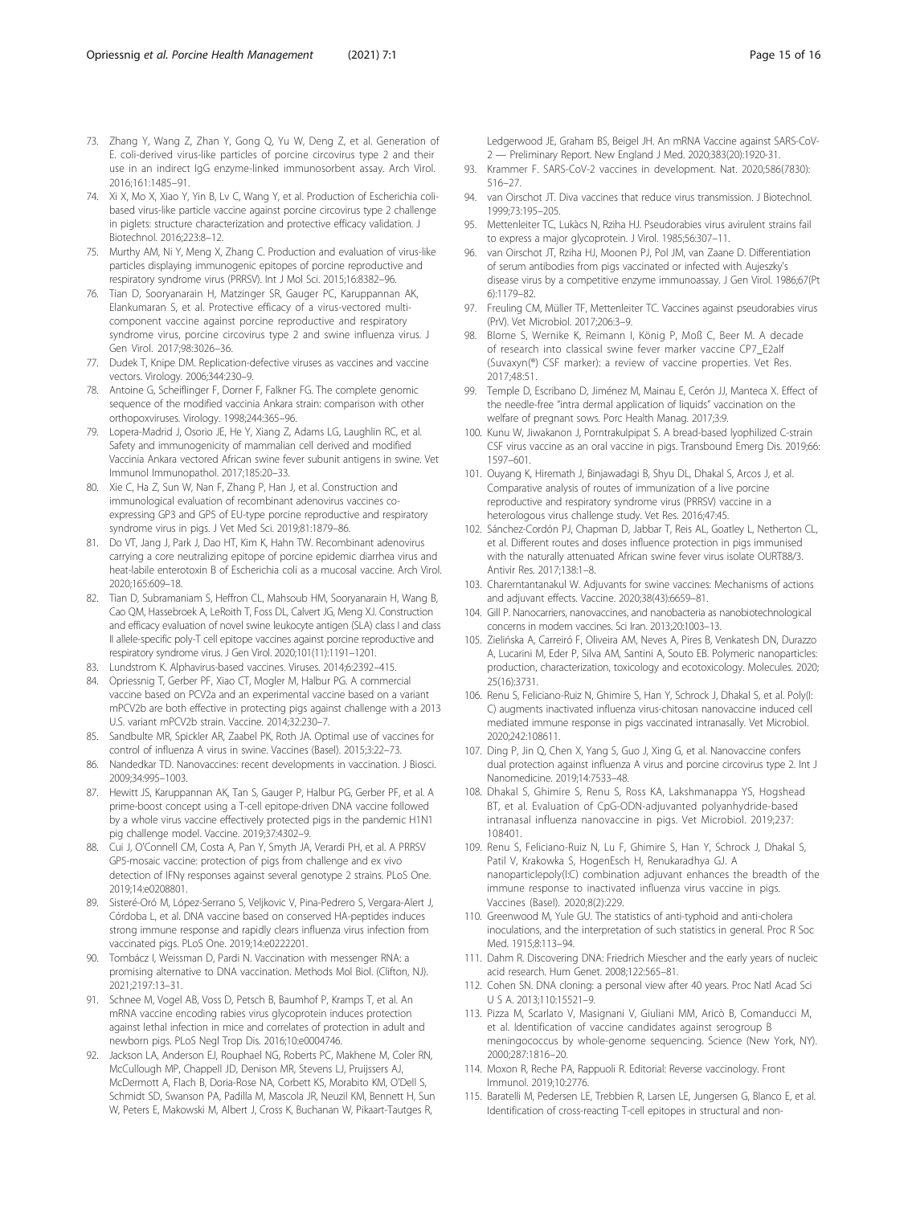73. Zhang Y, Wang Z, Zhan Y, Gong Q, Yu W, Deng Z, et al. Generation of E. coli-derived virus-like particles of porcine circovirus type 2 and their use in an indirect IgG enzyme-linked immunosorbent assay. Arch Virol. 2016;161:1485–91.
74. Xi X, Mo X, Xiao Y, Yin B, Lv C, Wang Y, et al. Production of Escherichia coli-based virus-like particle vaccine against porcine circovirus type 2 challenge in piglets: structure characterization and protective efficacy validation. J Biotechnol. 2016;223:8–12.
75. Murthy AM, Ni Y, Meng X, Zhang C. Production and evaluation of virus-like particles displaying immunogenic epitopes of porcine reproductive and respiratory syndrome virus (PRRSV). Int J Mol Sci. 2015;16:8382–96.
76. Tian D, Sooryanarain H, Matzinger SR, Gauger PC, Karuppannan AK, Elankumaran S, et al. Protective efficacy of a virus-vectored multi-component vaccine against porcine reproductive and respiratory syndrome virus, porcine circovirus type 2 and swine influenza virus. J Gen Virol. 2017;98:3026–36.
77. Dudek T, Knipe DM. Replication-defective viruses as vaccines and vaccine vectors. Virology. 2006;344:230–9.
78. Antoine G, Scheiflinger F, Dorner F, Falkner FG. The complete genomic sequence of the modified vaccinia Ankara strain: comparison with other orthopoxviruses. Virology. 1998;244:365–96.
79. Lopera-Madrid J, Osorio JE, He Y, Xiang Z, Adams LG, Laughlin RC, et al. Safety and immunogenicity of mammalian cell derived and modified Vaccinia Ankara vectored African swine fever subunit antigens in swine. Vet Immunol Immunopathol. 2017;185:20–33.
80. Xie C, Ha Z, Sun W, Nan F, Zhang P, Han J, et al. Construction and immunological evaluation of recombinant adenovirus vaccines co-expressing GP3 and GP5 of EU-type porcine reproductive and respiratory syndrome virus in pigs. J Vet Med Sci. 2019;81:1879–86.
81. Do VT, Jang J, Park J, Dao HT, Kim K, Hahn TW. Recombinant adenovirus carrying a core neutralizing epitope of porcine epidemic diarrhea virus and heat-labile enterotoxin B of Escherichia coli as a mucosal vaccine. Arch Virol. 2020;165:609–18.
82. Tian D, Subramaniam S, Heffron CL, Mahsoub HM, Sooryanarain H, Wang B, Cao QM, Hassebroek A, LeRoith T, Foss DL, Calvert JG, Meng XJ. Construction and efficacy evaluation of novel swine leukocyte antigen (SLA) class I and class II allele-specific poly-T cell epitope vaccines against porcine reproductive and respiratory syndrome virus. J Gen Virol. 2020;101(11):1191–1201.
83. Lundstrom K. Alphavirus-based vaccines. Viruses. 2014;6:2392–415.
84. Opriessnig T, Gerber PF, Xiao CT, Mogler M, Halbur PG. A commercial vaccine based on PCV2a and an experimental vaccine based on a variant mPCV2b are both effective in protecting pigs against challenge with a 2013 U.S. variant mPCV2b strain. Vaccine. 2014;32:230–7.
85. Sandbulte MR, Spickler AR, Zaabel PK, Roth JA. Optimal use of vaccines for control of influenza A virus in swine. Vaccines (Basel). 2015;3:22–73.
86. Nandedkar TD. Nanovaccines: recent developments in vaccination. J Biosci. 2009;34:995–1003.
87. Hewitt JS, Karuppannan AK, Tan S, Gauger P, Halbur PG, Gerber PF, et al. A prime-boost concept using a T-cell epitope-driven DNA vaccine followed by a whole virus vaccine effectively protected pigs in the pandemic H1N1 pig challenge model. Vaccine. 2019;37:4302–9.
88. Cui J, O'Connell CM, Costa A, Pan Y, Smyth JA, Verardi PH, et al. A PRRSV GP5-mosaic vaccine: protection of pigs from challenge and ex vivo detection of IFNγ responses against several genotype 2 strains. PLoS One. 2019;14:e0208801.
89. Sisteré-Oró M, López-Serrano S, Veljkovic V, Pina-Pedrero S, Vergara-Alert J, Córdoba L, et al. DNA vaccine based on conserved HA-peptides induces strong immune response and rapidly clears influenza virus infection from vaccinated pigs. PLoS One. 2019;14:e0222201.
90. Tombácz I, Weissman D, Pardi N. Vaccination with messenger RNA: a promising alternative to DNA vaccination. Methods Mol Biol. (Clifton, NJ). 2021;2197:13–31.
91. Schnee M, Vogel AB, Voss D, Petsch B, Baumhof P, Kramps T, et al. An mRNA vaccine encoding rabies virus glycoprotein induces protection against lethal infection in mice and correlates of protection in adult and newborn pigs. PLoS Negl Trop Dis. 2016;10:e0004746.
92. Jackson LA, Anderson EJ, Rouphael NG, Roberts PC, Makhene M, Coler RN, McCullough MP, Chappell JD, Denison MR, Stevens LJ, Pruijssers AJ, McDermott A, Flach B, Doria-Rose NA, Corbett KS, Morabito KM, O'Dell S, Schmidt SD, Swanson PA, Padilla M, Mascola JR, Neuzil KM, Bennett H, Sun W, Peters E, Makowski M, Albert J, Cross K, Buchanan W, Pikaart-Tautges R, Ledgerwood JE, Graham BS, Beigel JH. An mRNA Vaccine against SARS-CoV-2 — Preliminary Report. New England J Med. 2020;383(20):1920-31.
93. Krammer F. SARS-CoV-2 vaccines in development. Nat. 2020;586(7830): 516–27.
94. van Oirschot JT. Diva vaccines that reduce virus transmission. J Biotechnol. 1999;73:195–205.
95. Mettenleiter TC, Lukàcs N, Rziha HJ. Pseudorabies virus avirulent strains fail to express a major glycoprotein. J Virol. 1985;56:307–11.
96. van Oirschot JT, Rziha HJ, Moonen PJ, Pol JM, van Zaane D. Differentiation of serum antibodies from pigs vaccinated or infected with Aujeszky's disease virus by a competitive enzyme immunoassay. J Gen Virol. 1986;67(Pt 6):1179–82.
97. Freuling CM, Müller TF, Mettenleiter TC. Vaccines against pseudorabies virus (PrV). Vet Microbiol. 2017;206:3–9.
98. Blome S, Wernike K, Reimann I, König P, Moß C, Beer M. A decade of research into classical swine fever marker vaccine CP7_E2alf (Suvaxyn(®) CSF marker): a review of vaccine properties. Vet Res. 2017;48:51.
99. Temple D, Escribano D, Jiménez M, Mainau E, Cerón JJ, Manteca X. Effect of the needle-free "intra dermal application of liquids" vaccination on the welfare of pregnant sows. Porc Health Manag. 2017;3:9.
100. Kunu W, Jiwakanon J, Porntrakulpipat S. A bread-based lyophilized C-strain CSF virus vaccine as an oral vaccine in pigs. Transbound Emerg Dis. 2019;66: 1597–601.
101. Ouyang K, Hiremath J, Binjawadagi B, Shyu DL, Dhakal S, Arcos J, et al. Comparative analysis of routes of immunization of a live porcine reproductive and respiratory syndrome virus (PRRSV) vaccine in a heterologous virus challenge study. Vet Res. 2016;47:45.
102. Sánchez-Cordón PJ, Chapman D, Jabbar T, Reis AL, Goatley L, Netherton CL, et al. Different routes and doses influence protection in pigs immunised with the naturally attenuated African swine fever virus isolate OURT88/3. Antivir Res. 2017;138:1–8.
103. Charerntantanakul W. Adjuvants for swine vaccines: Mechanisms of actions and adjuvant effects. Vaccine. 2020;38(43):6659–81.
104. Gill P. Nanocarriers, nanovaccines, and nanobacteria as nanobiotechnological concerns in modern vaccines. Sci Iran. 2013;20:1003–13.
105. Zielińska A, Carreiró F, Oliveira AM, Neves A, Pires B, Venkatesh DN, Durazzo A, Lucarini M, Eder P, Silva AM, Santini A, Souto EB. Polymeric nanoparticles: production, characterization, toxicology and ecotoxicology. Molecules. 2020; 25(16):3731.
106. Renu S, Feliciano-Ruiz N, Ghimire S, Han Y, Schrock J, Dhakal S, et al. Poly(I: C) augments inactivated influenza virus-chitosan nanovaccine induced cell mediated immune response in pigs vaccinated intranasally. Vet Microbiol. 2020;242:108611.
107. Ding P, Jin Q, Chen X, Yang S, Guo J, Xing G, et al. Nanovaccine confers dual protection against influenza A virus and porcine circovirus type 2. Int J Nanomedicine. 2019;14:7533–48.
108. Dhakal S, Ghimire S, Renu S, Ross KA, Lakshmanappa YS, Hogshead BT, et al. Evaluation of CpG-ODN-adjuvanted polyanhydride-based intranasal influenza nanovaccine in pigs. Vet Microbiol. 2019;237: 108401.
109. Renu S, Feliciano-Ruiz N, Lu F, Ghimire S, Han Y, Schrock J, Dhakal S, Patil V, Krakowka S, HogenEsch H, Renukaradhya GJ. A nanoparticlepoly(I:C) combination adjuvant enhances the breadth of the immune response to inactivated influenza virus vaccine in pigs. Vaccines (Basel). 2020;8(2):229.
110. Greenwood M, Yule GU. The statistics of anti-typhoid and anti-cholera inoculations, and the interpretation of such statistics in general. Proc R Soc Med. 1915;8:113–94.
111. Dahm R. Discovering DNA: Friedrich Miescher and the early years of nucleic acid research. Hum Genet. 2008;122:565–81.
112. Cohen SN. DNA cloning: a personal view after 40 years. Proc Natl Acad Sci U S A. 2013;110:15521–9.
113. Pizza M, Scarlato V, Masignani V, Giuliani MM, Aricò B, Comanducci M, et al. Identification of vaccine candidates against serogroup B meningococcus by whole-genome sequencing. Science (New York, NY). 2000;287:1816–20.
114. Moxon R, Reche PA, Rappuoli R. Editorial: Reverse vaccinology. Front Immunol. 2019;10:2776.
115. Baratelli M, Pedersen LE, Trebbien R, Larsen LE, Jungersen G, Blanco E, et al. Identification of cross-reacting T-cell epitopes in structural and non-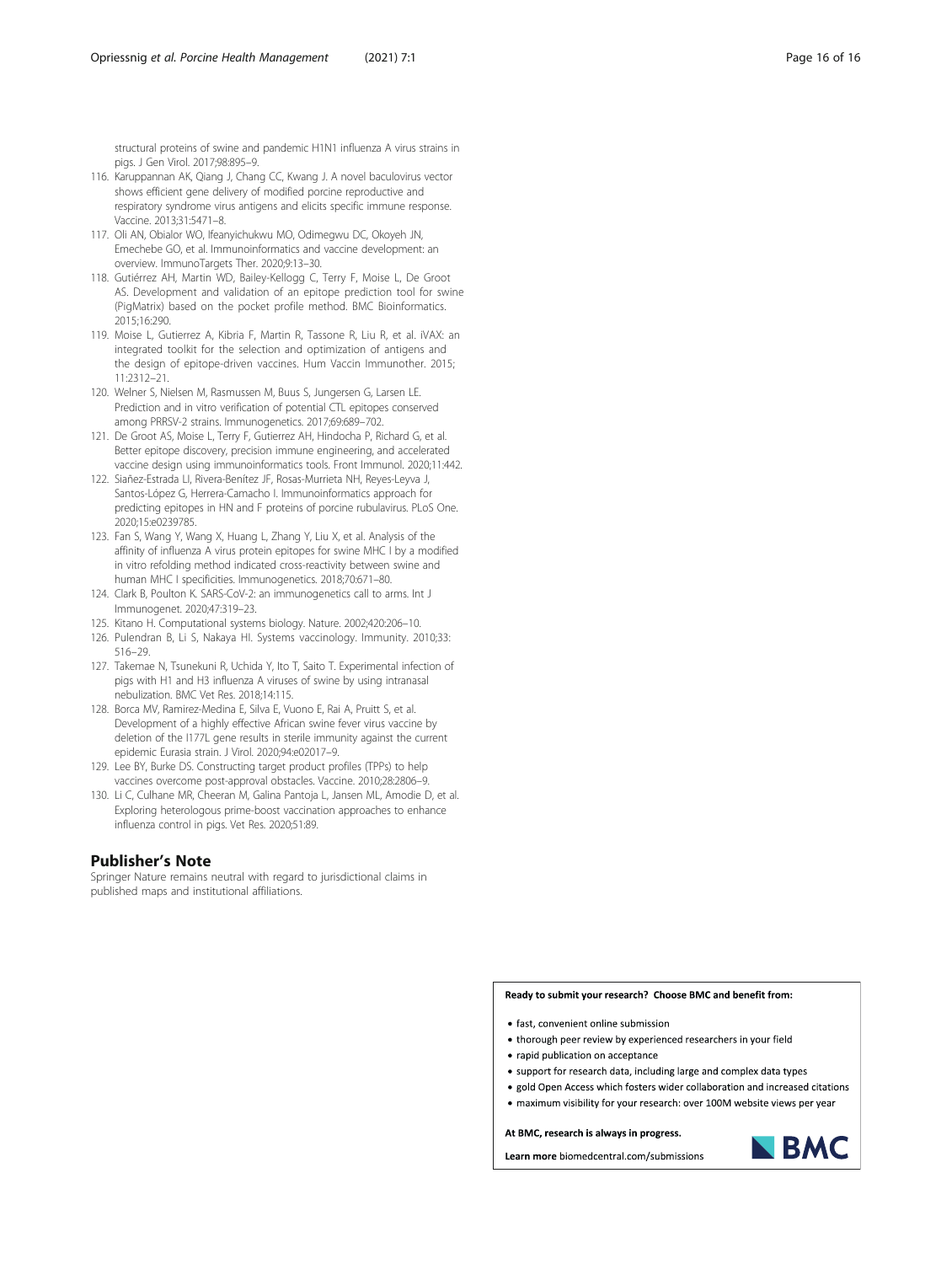structural proteins of swine and pandemic H1N1 influenza A virus strains in pigs. J Gen Virol. 2017;98:895–9.

116. Karuppannan AK, Qiang J, Chang CC, Kwang J. A novel baculovirus vector shows efficient gene delivery of modified porcine reproductive and respiratory syndrome virus antigens and elicits specific immune response. Vaccine. 2013;31:5471–8.
117. Oli AN, Obialor WO, Ifeanyichukwu MO, Odimegwu DC, Okoyeh JN, Emechebe GO, et al. Immunoinformatics and vaccine development: an overview. ImmunoTargets Ther. 2020;9:13–30.
118. Gutiérrez AH, Martin WD, Bailey-Kellogg C, Terry F, Moise L, De Groot AS. Development and validation of an epitope prediction tool for swine (PigMatrix) based on the pocket profile method. BMC Bioinformatics. 2015;16:290.
119. Moise L, Gutierrez A, Kibria F, Martin R, Tassone R, Liu R, et al. iVAX: an integrated toolkit for the selection and optimization of antigens and the design of epitope-driven vaccines. Hum Vaccin Immunother. 2015; 11:2312–21.
120. Welner S, Nielsen M, Rasmussen M, Buus S, Jungersen G, Larsen LE. Prediction and in vitro verification of potential CTL epitopes conserved among PRRSV-2 strains. Immunogenetics. 2017;69:689–702.
121. De Groot AS, Moise L, Terry F, Gutierrez AH, Hindocha P, Richard G, et al. Better epitope discovery, precision immune engineering, and accelerated vaccine design using immunoinformatics tools. Front Immunol. 2020;11:442.
122. Siañez-Estrada LI, Rivera-Benítez JF, Rosas-Murrieta NH, Reyes-Leyva J, Santos-López G, Herrera-Camacho I. Immunoinformatics approach for predicting epitopes in HN and F proteins of porcine rubulavirus. PLoS One. 2020;15:e0239785.
123. Fan S, Wang Y, Wang X, Huang L, Zhang Y, Liu X, et al. Analysis of the affinity of influenza A virus protein epitopes for swine MHC I by a modified in vitro refolding method indicated cross-reactivity between swine and human MHC I specificities. Immunogenetics. 2018;70:671–80.
124. Clark B, Poulton K. SARS-CoV-2: an immunogenetics call to arms. Int J Immunogenet. 2020;47:319–23.
125. Kitano H. Computational systems biology. Nature. 2002;420:206–10.
126. Pulendran B, Li S, Nakaya HI. Systems vaccinology. Immunity. 2010;33: 516–29.
127. Takemae N, Tsunekuni R, Uchida Y, Ito T, Saito T. Experimental infection of pigs with H1 and H3 influenza A viruses of swine by using intranasal nebulization. BMC Vet Res. 2018;14:115.
128. Borca MV, Ramirez-Medina E, Silva E, Vuono E, Rai A, Pruitt S, et al. Development of a highly effective African swine fever virus vaccine by deletion of the I177L gene results in sterile immunity against the current epidemic Eurasia strain. J Virol. 2020;94:e02017–9.
129. Lee BY, Burke DS. Constructing target product profiles (TPPs) to help vaccines overcome post-approval obstacles. Vaccine. 2010;28:2806–9.
130. Li C, Culhane MR, Cheeran M, Galina Pantoja L, Jansen ML, Amodie D, et al. Exploring heterologous prime-boost vaccination approaches to enhance influenza control in pigs. Vet Res. 2020;51:89.

## Publisher's Note

Springer Nature remains neutral with regard to jurisdictional claims in published maps and institutional affiliations.

**Ready to submit your research? Choose BMC and benefit from:**

- fast, convenient online submission
- thorough peer review by experienced researchers in your field
- rapid publication on acceptance
- support for research data, including large and complex data types
- gold Open Access which fosters wider collaboration and increased citations
- maximum visibility for your research: over 100M website views per year

**At BMC, research is always in progress.**

**Learn more** biomedcentral.com/submissions

BMC